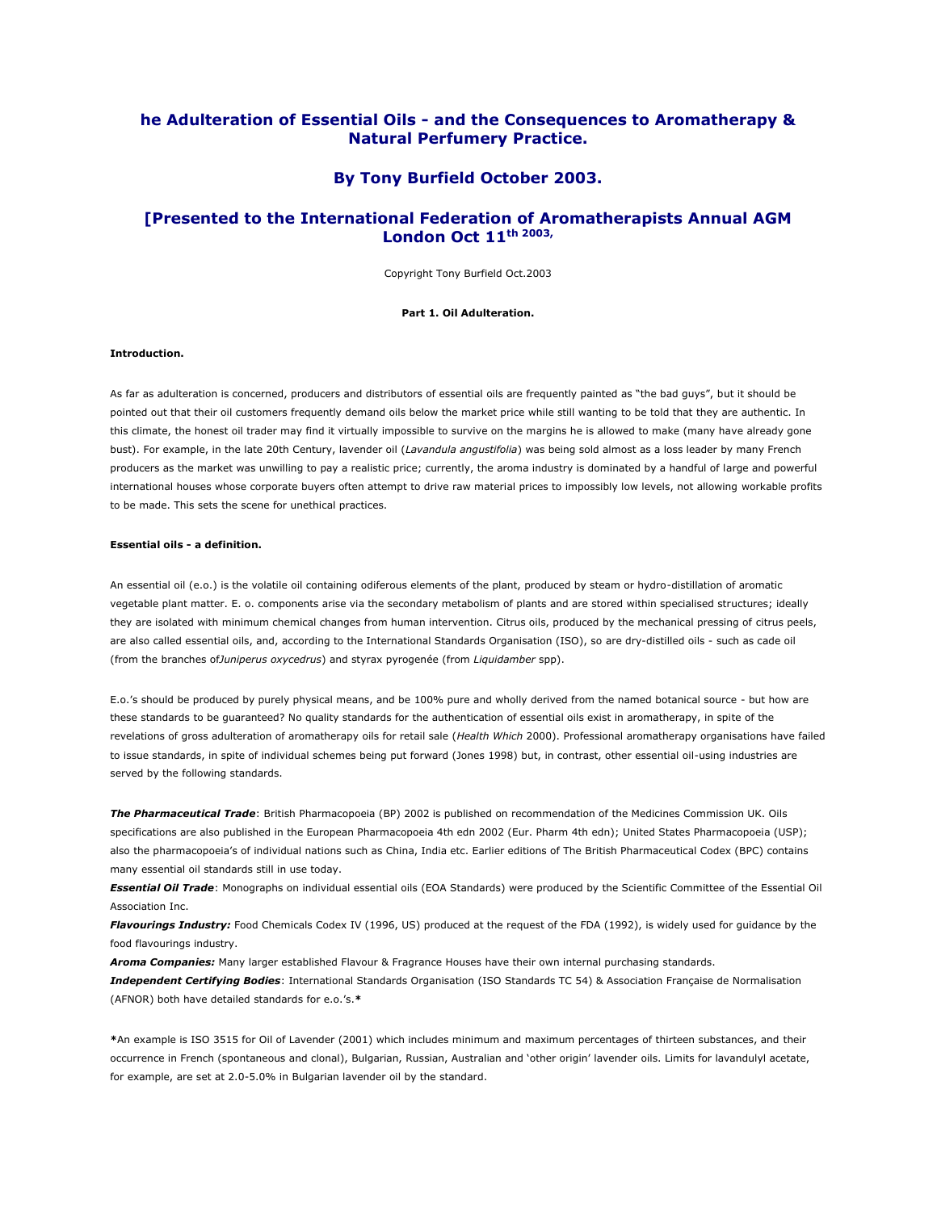## he Adulteration of Essential Oils - and the Consequences to Aromatherapy & Natural Perfumery Practice.

## By Tony Burfield October 2003.

## [Presented to the International Federation of Aromatherapists Annual AGM London Oct 11th 2003,

Copyright Tony Burfield Oct.2003

**Part 1. Oil Adulteration.**

**Introduction.**

As far as adulteration is concerned, producers and distributors of essential oils are frequently painted as “the bad guys”, but it should be pointed out that their oil customers frequently demand oils below the market price while still wanting to be told that they are authentic. In this climate, the honest oil trader may find it virtually impossible to survive on the margins he is allowed to make (many have already gone bust). For example, in the late 20th Century, lavender oil (*Lavandula angustifolia*) was being sold almost as a loss leader by many French producers as the market was unwilling to pay a realistic price; currently, the aroma industry is dominated by a handful of large and powerful international houses whose corporate buyers often attempt to drive raw material prices to impossibly low levels, not allowing workable profits to be made. This sets the scene for unethical practices.

**Essential oils - a definition.**

An essential oil (e.o.) is the volatile oil containing odiferous elements of the plant, produced by steam or hydro-distillation of aromatic vegetable plant matter. E. o. components arise via the secondary metabolism of plants and are stored within specialised structures; ideally they are isolated with minimum chemical changes from human intervention. Citrus oils, produced by the mechanical pressing of citrus peels, are also called essential oils, and, according to the International Standards Organisation (ISO), so are dry-distilled oils - such as cade oil (from the branches of*Juniperus oxycedrus*) and styrax pyrogenée (from *Liquidamber* spp).

E.o.’s should be produced by purely physical means, and be 100% pure and wholly derived from the named botanical source - but how are these standards to be guaranteed? No quality standards for the authentication of essential oils exist in aromatherapy, in spite of the revelations of gross adulteration of aromatherapy oils for retail sale (*Health Which* 2000). Professional aromatherapy organisations have failed to issue standards, in spite of individual schemes being put forward (Jones 1998) but, in contrast, other essential oil-using industries are served by the following standards.

***The Pharmaceutical Trade***: British Pharmacopoeia (BP) 2002 is published on recommendation of the Medicines Commission UK. Oils specifications are also published in the European Pharmacopoeia 4th edn 2002 (Eur. Pharm 4th edn); United States Pharmacopoeia (USP); also the pharmacopoeia’s of individual nations such as China, India etc. Earlier editions of The British Pharmaceutical Codex (BPC) contains many essential oil standards still in use today.
***Essential Oil Trade***: Monographs on individual essential oils (EOA Standards) were produced by the Scientific Committee of the Essential Oil Association Inc.
***Flavourings Industry:*** Food Chemicals Codex IV (1996, US) produced at the request of the FDA (1992), is widely used for guidance by the food flavourings industry.
***Aroma Companies:*** Many larger established Flavour & Fragrance Houses have their own internal purchasing standards.
***Independent Certifying Bodies***: International Standards Organisation (ISO Standards TC 54) & Association Française de Normalisation (AFNOR) both have detailed standards for e.o.’s.**\***

**\***An example is ISO 3515 for Oil of Lavender (2001) which includes minimum and maximum percentages of thirteen substances, and their occurrence in French (spontaneous and clonal), Bulgarian, Russian, Australian and ‘other origin’ lavender oils. Limits for lavandulyl acetate, for example, are set at 2.0-5.0% in Bulgarian lavender oil by the standard.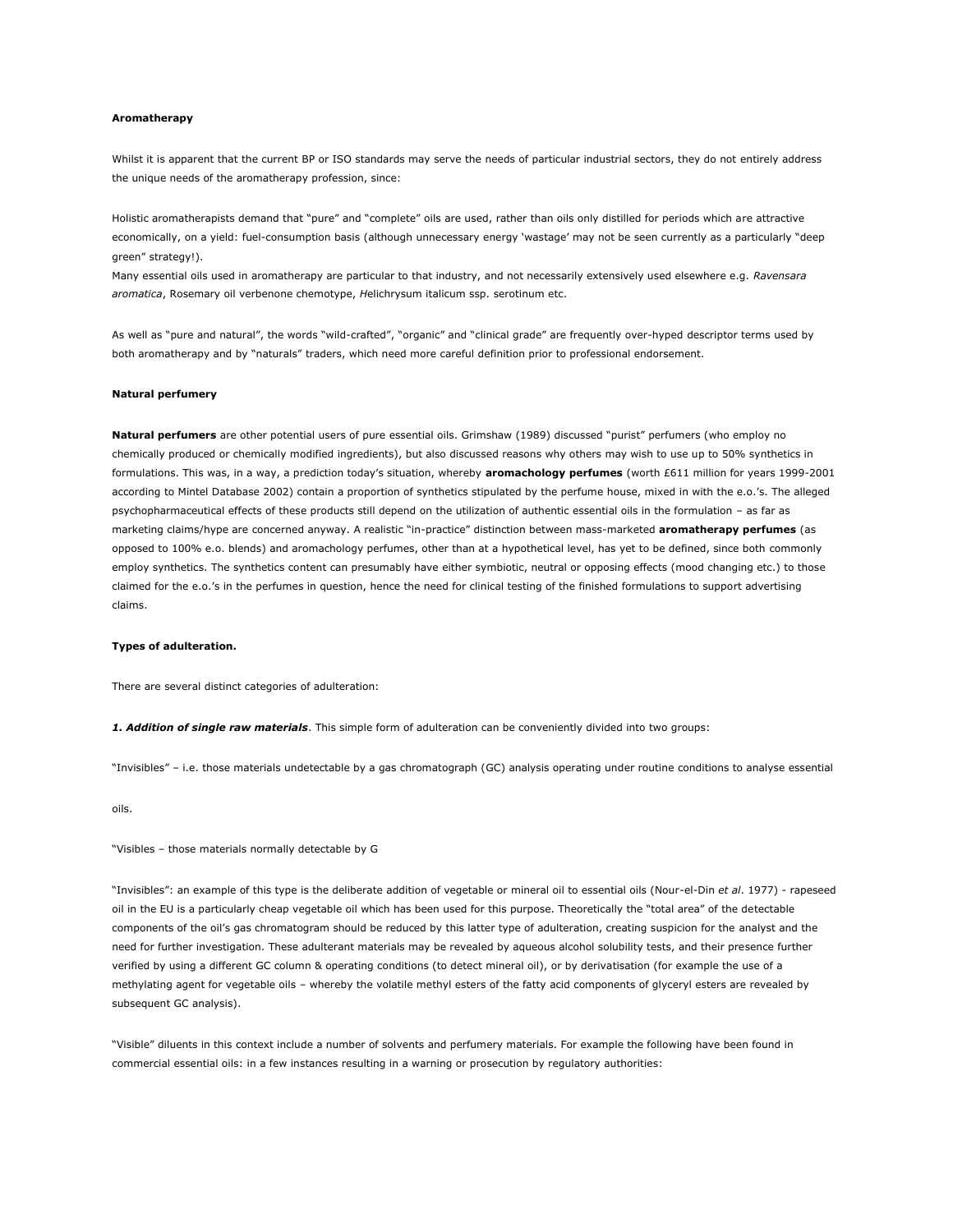**Aromatherapy**

Whilst it is apparent that the current BP or ISO standards may serve the needs of particular industrial sectors, they do not entirely address the unique needs of the aromatherapy profession, since:

Holistic aromatherapists demand that "pure" and "complete" oils are used, rather than oils only distilled for periods which are attractive economically, on a yield: fuel-consumption basis (although unnecessary energy 'wastage' may not be seen currently as a particularly "deep green" strategy!).
Many essential oils used in aromatherapy are particular to that industry, and not necessarily extensively used elsewhere e.g. *Ravensara aromatica*, Rosemary oil verbenone chemotype, *H*elichrysum italicum ssp. serotinum etc.

As well as "pure and natural", the words "wild-crafted", "organic" and "clinical grade" are frequently over-hyped descriptor terms used by both aromatherapy and by "naturals" traders, which need more careful definition prior to professional endorsement.

**Natural perfumery**

**Natural perfumers** are other potential users of pure essential oils. Grimshaw (1989) discussed "purist" perfumers (who employ no chemically produced or chemically modified ingredients), but also discussed reasons why others may wish to use up to 50% synthetics in formulations. This was, in a way, a prediction today's situation, whereby **aromachology perfumes** (worth £611 million for years 1999-2001 according to Mintel Database 2002) contain a proportion of synthetics stipulated by the perfume house, mixed in with the e.o.'s. The alleged psychopharmaceutical effects of these products still depend on the utilization of authentic essential oils in the formulation – as far as marketing claims/hype are concerned anyway. A realistic "in-practice" distinction between mass-marketed **aromatherapy perfumes** (as opposed to 100% e.o. blends) and aromachology perfumes, other than at a hypothetical level, has yet to be defined, since both commonly employ synthetics. The synthetics content can presumably have either symbiotic, neutral or opposing effects (mood changing etc.) to those claimed for the e.o.'s in the perfumes in question, hence the need for clinical testing of the finished formulations to support advertising claims.

**Types of adulteration.**

There are several distinct categories of adulteration:

***1. Addition of single raw materials***. This simple form of adulteration can be conveniently divided into two groups:

"Invisibles" – i.e. those materials undetectable by a gas chromatograph (GC) analysis operating under routine conditions to analyse essential oils.

"Visibles – those materials normally detectable by G

"Invisibles": an example of this type is the deliberate addition of vegetable or mineral oil to essential oils (Nour-el-Din *et al*. 1977) - rapeseed oil in the EU is a particularly cheap vegetable oil which has been used for this purpose. Theoretically the "total area" of the detectable components of the oil's gas chromatogram should be reduced by this latter type of adulteration, creating suspicion for the analyst and the need for further investigation. These adulterant materials may be revealed by aqueous alcohol solubility tests, and their presence further verified by using a different GC column & operating conditions (to detect mineral oil), or by derivatisation (for example the use of a methylating agent for vegetable oils – whereby the volatile methyl esters of the fatty acid components of glyceryl esters are revealed by subsequent GC analysis).

"Visible" diluents in this context include a number of solvents and perfumery materials. For example the following have been found in commercial essential oils: in a few instances resulting in a warning or prosecution by regulatory authorities: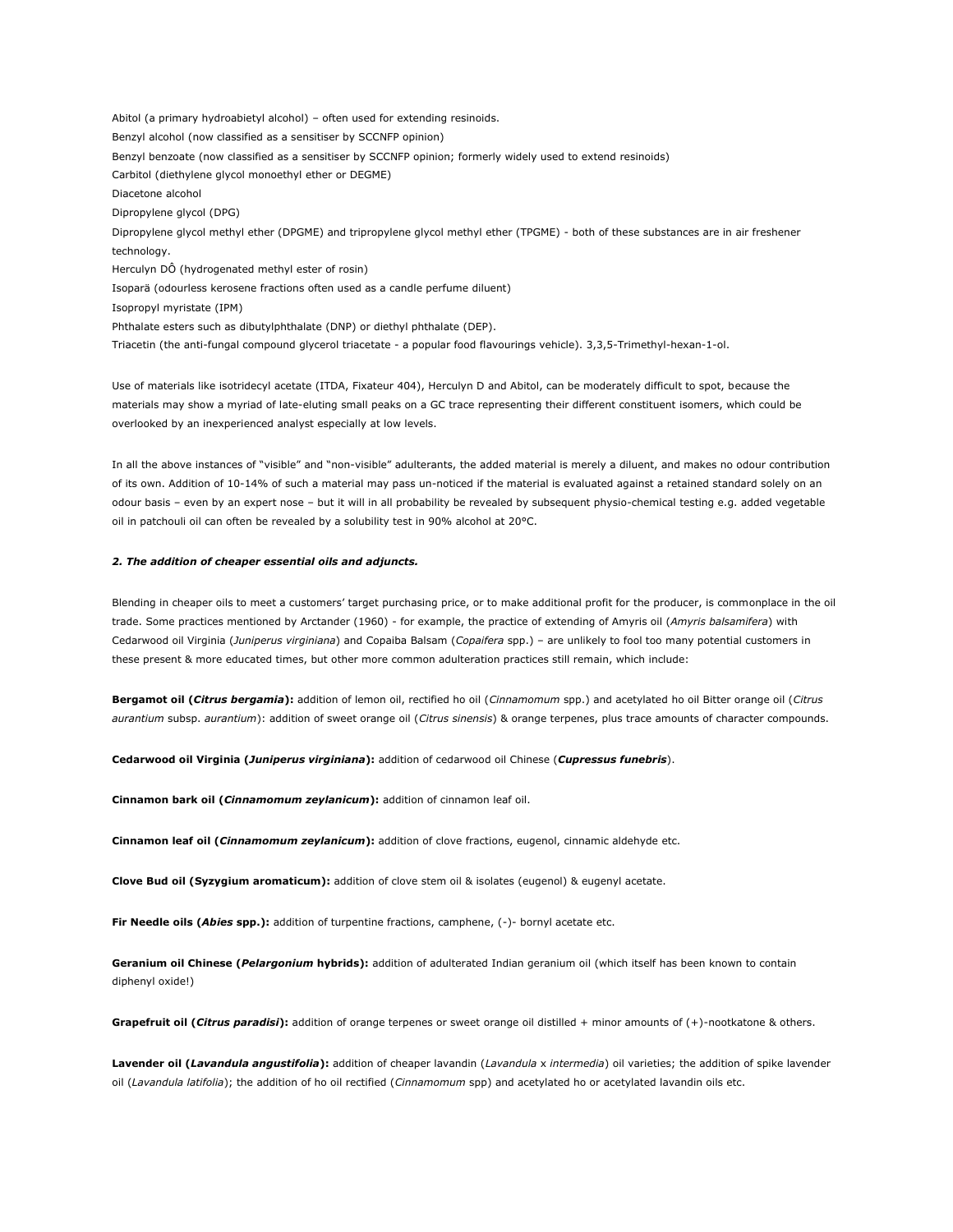Abitol (a primary hydroabietyl alcohol) – often used for extending resinoids.

Benzyl alcohol (now classified as a sensitiser by SCCNFP opinion)

Benzyl benzoate (now classified as a sensitiser by SCCNFP opinion; formerly widely used to extend resinoids)

Carbitol (diethylene glycol monoethyl ether or DEGME)

Diacetone alcohol

Dipropylene glycol (DPG)

Dipropylene glycol methyl ether (DPGME) and tripropylene glycol methyl ether (TPGME) - both of these substances are in air freshener technology.

Herculyn DÔ (hydrogenated methyl ester of rosin)

Isoparä (odourless kerosene fractions often used as a candle perfume diluent)

Isopropyl myristate (IPM)

Phthalate esters such as dibutylphthalate (DNP) or diethyl phthalate (DEP).

Triacetin (the anti-fungal compound glycerol triacetate - a popular food flavourings vehicle). 3,3,5-Trimethyl-hexan-1-ol.

Use of materials like isotridecyl acetate (ITDA, Fixateur 404), Herculyn D and Abitol, can be moderately difficult to spot, because the materials may show a myriad of late-eluting small peaks on a GC trace representing their different constituent isomers, which could be overlooked by an inexperienced analyst especially at low levels.

In all the above instances of "visible" and "non-visible" adulterants, the added material is merely a diluent, and makes no odour contribution of its own. Addition of 10-14% of such a material may pass un-noticed if the material is evaluated against a retained standard solely on an odour basis – even by an expert nose – but it will in all probability be revealed by subsequent physio-chemical testing e.g. added vegetable oil in patchouli oil can often be revealed by a solubility test in 90% alcohol at 20°C.

***2. The addition of cheaper essential oils and adjuncts.***

Blending in cheaper oils to meet a customers' target purchasing price, or to make additional profit for the producer, is commonplace in the oil trade. Some practices mentioned by Arctander (1960) - for example, the practice of extending of Amyris oil (*Amyris balsamifera*) with Cedarwood oil Virginia (*Juniperus virginiana*) and Copaiba Balsam (*Copaifera* spp.) – are unlikely to fool too many potential customers in these present & more educated times, but other more common adulteration practices still remain, which include:

**Bergamot oil (*Citrus bergamia*):** addition of lemon oil, rectified ho oil (*Cinnamomum* spp.) and acetylated ho oil Bitter orange oil (*Citrus aurantium* subsp. *aurantium*): addition of sweet orange oil (*Citrus sinensis*) & orange terpenes, plus trace amounts of character compounds.

**Cedarwood oil Virginia (*Juniperus virginiana*):** addition of cedarwood oil Chinese (***Cupressus funebris***).

**Cinnamon bark oil (*Cinnamomum zeylanicum*):** addition of cinnamon leaf oil.

**Cinnamon leaf oil (*Cinnamomum zeylanicum*):** addition of clove fractions, eugenol, cinnamic aldehyde etc.

**Clove Bud oil (Syzygium aromaticum):** addition of clove stem oil & isolates (eugenol) & eugenyl acetate.

**Fir Needle oils (*Abies* spp.):** addition of turpentine fractions, camphene, (-)- bornyl acetate etc.

**Geranium oil Chinese (*Pelargonium* hybrids):** addition of adulterated Indian geranium oil (which itself has been known to contain diphenyl oxide!)

**Grapefruit oil (*Citrus paradisi*):** addition of orange terpenes or sweet orange oil distilled + minor amounts of (+)-nootkatone & others.

**Lavender oil (*Lavandula angustifolia*):** addition of cheaper lavandin (*Lavandula* x *intermedia*) oil varieties; the addition of spike lavender oil (*Lavandula latifolia*); the addition of ho oil rectified (*Cinnamomum* spp) and acetylated ho or acetylated lavandin oils etc.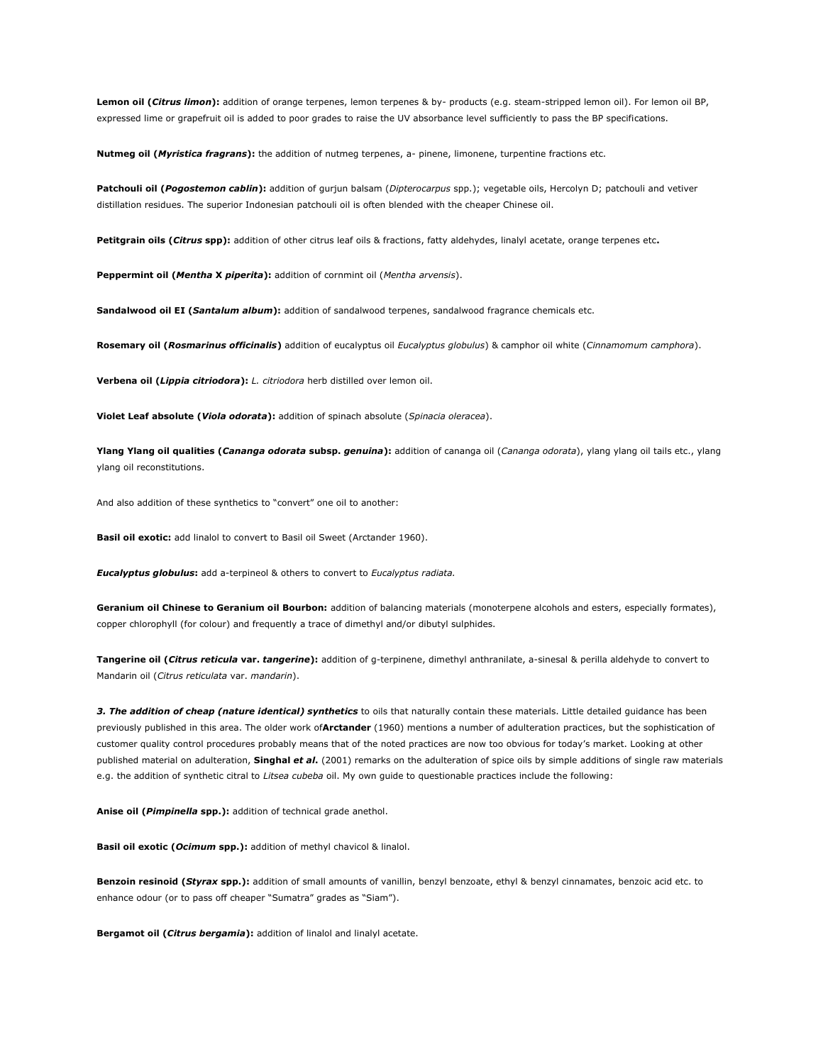**Lemon oil (*Citrus limon*):** addition of orange terpenes, lemon terpenes & by- products (e.g. steam-stripped lemon oil). For lemon oil BP, expressed lime or grapefruit oil is added to poor grades to raise the UV absorbance level sufficiently to pass the BP specifications.

**Nutmeg oil (*Myristica fragrans*):** the addition of nutmeg terpenes, a- pinene, limonene, turpentine fractions etc.

**Patchouli oil (*Pogostemon cablin*):** addition of gurjun balsam (*Dipterocarpus* spp.); vegetable oils, Hercolyn D; patchouli and vetiver distillation residues. The superior Indonesian patchouli oil is often blended with the cheaper Chinese oil.

**Petitgrain oils (*Citrus* spp):** addition of other citrus leaf oils & fractions, fatty aldehydes, linalyl acetate, orange terpenes etc**.**

**Peppermint oil (*Mentha* X *piperita*):** addition of cornmint oil (*Mentha arvensis*).

**Sandalwood oil EI (*Santalum album*):** addition of sandalwood terpenes, sandalwood fragrance chemicals etc.

**Rosemary oil (*Rosmarinus officinalis*)** addition of eucalyptus oil *Eucalyptus globulus*) & camphor oil white (*Cinnamomum camphora*).

**Verbena oil (*Lippia citriodora*):** *L. citriodora* herb distilled over lemon oil.

**Violet Leaf absolute (*Viola odorata*):** addition of spinach absolute (*Spinacia oleracea*).

**Ylang Ylang oil qualities (*Cananga odorata* subsp. *genuina*):** addition of cananga oil (*Cananga odorata*), ylang ylang oil tails etc., ylang ylang oil reconstitutions.

And also addition of these synthetics to "convert" one oil to another:

**Basil oil exotic:** add linalol to convert to Basil oil Sweet (Arctander 1960).

***Eucalyptus globulus*:** add a-terpineol & others to convert to *Eucalyptus radiata.*

**Geranium oil Chinese to Geranium oil Bourbon:** addition of balancing materials (monoterpene alcohols and esters, especially formates), copper chlorophyll (for colour) and frequently a trace of dimethyl and/or dibutyl sulphides.

**Tangerine oil (*Citrus reticula* var. *tangerine*):** addition of g-terpinene, dimethyl anthranilate, a-sinesal & perilla aldehyde to convert to Mandarin oil (*Citrus reticulata* var. *mandarin*).

***3. The addition of cheap (nature identical) synthetics*** to oils that naturally contain these materials. Little detailed guidance has been previously published in this area. The older work of**Arctander** (1960) mentions a number of adulteration practices, but the sophistication of customer quality control procedures probably means that of the noted practices are now too obvious for today's market. Looking at other published material on adulteration, **Singhal *et al.*** (2001) remarks on the adulteration of spice oils by simple additions of single raw materials e.g. the addition of synthetic citral to *Litsea cubeba* oil. My own guide to questionable practices include the following:

**Anise oil (*Pimpinella* spp.):** addition of technical grade anethol.

**Basil oil exotic (*Ocimum* spp.):** addition of methyl chavicol & linalol.

**Benzoin resinoid (*Styrax* spp.):** addition of small amounts of vanillin, benzyl benzoate, ethyl & benzyl cinnamates, benzoic acid etc. to enhance odour (or to pass off cheaper "Sumatra" grades as "Siam").

**Bergamot oil (*Citrus bergamia*):** addition of linalol and linalyl acetate.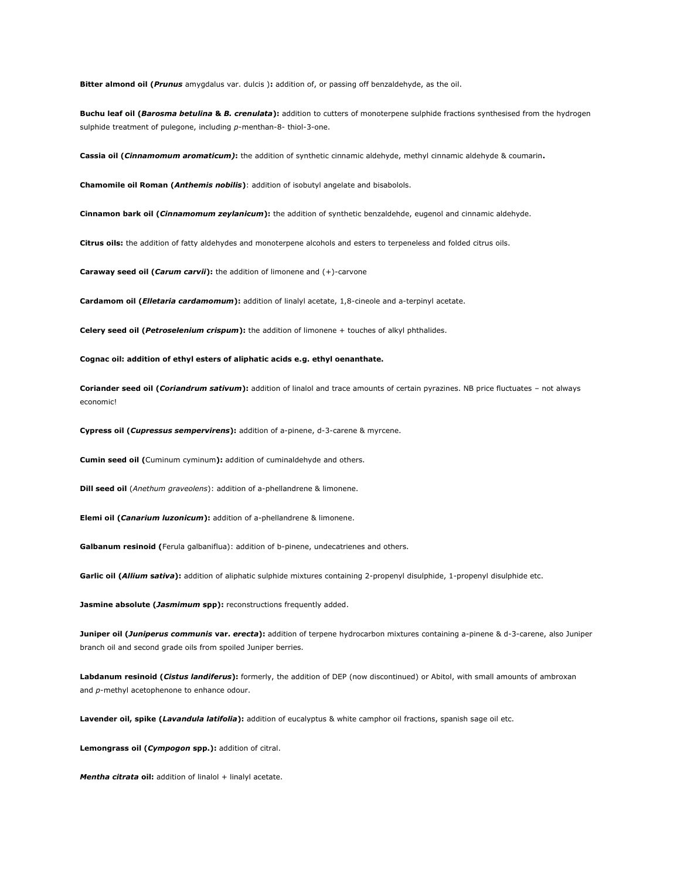**Bitter almond oil (*Prunus* amygdalus var. dulcis ):** addition of, or passing off benzaldehyde, as the oil.

**Buchu leaf oil (*Barosma betulina* & *B. crenulata*):** addition to cutters of monoterpene sulphide fractions synthesised from the hydrogen sulphide treatment of pulegone, including *p*-menthan-8- thiol-3-one.

**Cassia oil (*Cinnamomum aromaticum)*:** the addition of synthetic cinnamic aldehyde, methyl cinnamic aldehyde & coumarin**.**

**Chamomile oil Roman (*Anthemis nobilis*)**: addition of isobutyl angelate and bisabolols.

**Cinnamon bark oil (*Cinnamomum zeylanicum*):** the addition of synthetic benzaldehde, eugenol and cinnamic aldehyde.

**Citrus oils:** the addition of fatty aldehydes and monoterpene alcohols and esters to terpeneless and folded citrus oils.

**Caraway seed oil (*Carum carvii*):** the addition of limonene and (+)-carvone

**Cardamom oil (*Elletaria cardamomum*):** addition of linalyl acetate, 1,8-cineole and a-terpinyl acetate.

**Celery seed oil (*Petroselenium crispum*):** the addition of limonene + touches of alkyl phthalides.

**Cognac oil: addition of ethyl esters of aliphatic acids e.g. ethyl oenanthate.**

**Coriander seed oil (*Coriandrum sativum*):** addition of linalol and trace amounts of certain pyrazines. NB price fluctuates – not always economic!

**Cypress oil (*Cupressus sempervirens*):** addition of a-pinene, d-3-carene & myrcene.

**Cumin seed oil (**Cuminum cyminum**):** addition of cuminaldehyde and others.

**Dill seed oil** (*Anethum graveolens*): addition of a-phellandrene & limonene.

**Elemi oil (*Canarium luzonicum*):** addition of a-phellandrene & limonene.

**Galbanum resinoid (**Ferula galbaniflua): addition of b-pinene, undecatrienes and others.

**Garlic oil (*Allium sativa*):** addition of aliphatic sulphide mixtures containing 2-propenyl disulphide, 1-propenyl disulphide etc.

**Jasmine absolute (*Jasmimum* spp):** reconstructions frequently added.

**Juniper oil (*Juniperus communis* var. *erecta*):** addition of terpene hydrocarbon mixtures containing a-pinene & d-3-carene, also Juniper branch oil and second grade oils from spoiled Juniper berries.

**Labdanum resinoid (*Cistus landiferus*):** formerly, the addition of DEP (now discontinued) or Abitol, with small amounts of ambroxan and *p*-methyl acetophenone to enhance odour.

**Lavender oil, spike (*Lavandula latifolia*):** addition of eucalyptus & white camphor oil fractions, spanish sage oil etc.

**Lemongrass oil (*Cympogon* spp.):** addition of citral.

***Mentha citrata* oil:** addition of linalol + linalyl acetate.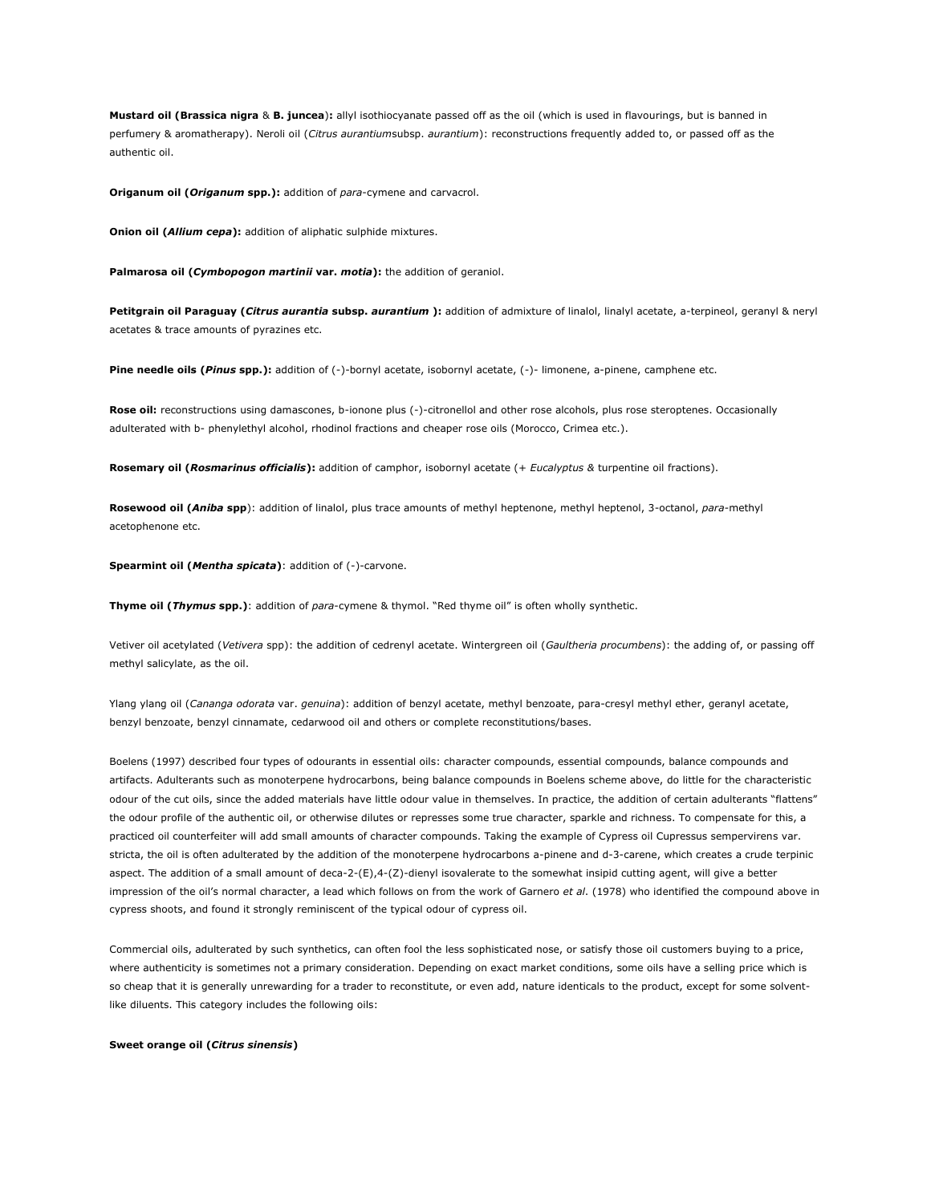**Mustard oil (Brassica nigra** & **B. juncea**)**:** allyl isothiocyanate passed off as the oil (which is used in flavourings, but is banned in perfumery & aromatherapy). Neroli oil (*Citrus aurantium*subsp. *aurantium*): reconstructions frequently added to, or passed off as the authentic oil.

**Origanum oil (*Origanum* spp.):** addition of *para*-cymene and carvacrol.

**Onion oil (*Allium cepa*):** addition of aliphatic sulphide mixtures.

**Palmarosa oil (*Cymbopogon martinii* var. *motia*):** the addition of geraniol.

**Petitgrain oil Paraguay (*Citrus aurantia* subsp. *aurantium* ):** addition of admixture of linalol, linalyl acetate, a-terpineol, geranyl & neryl acetates & trace amounts of pyrazines etc.

**Pine needle oils (*Pinus* spp.):** addition of (-)-bornyl acetate, isobornyl acetate, (-)- limonene, a-pinene, camphene etc.

**Rose oil:** reconstructions using damascones, b-ionone plus (-)-citronellol and other rose alcohols, plus rose steroptenes. Occasionally adulterated with b- phenylethyl alcohol, rhodinol fractions and cheaper rose oils (Morocco, Crimea etc.).

**Rosemary oil (*Rosmarinus officialis*):** addition of camphor, isobornyl acetate (+ *Eucalyptus* & turpentine oil fractions).

**Rosewood oil (*Aniba* spp**): addition of linalol, plus trace amounts of methyl heptenone, methyl heptenol, 3-octanol, *para*-methyl acetophenone etc.

**Spearmint oil (*Mentha spicata*)**: addition of (-)-carvone.

**Thyme oil (*Thymus* spp.)**: addition of *para*-cymene & thymol. "Red thyme oil" is often wholly synthetic.

Vetiver oil acetylated (*Vetivera* spp): the addition of cedrenyl acetate. Wintergreen oil (*Gaultheria procumbens*): the adding of, or passing off methyl salicylate, as the oil.

Ylang ylang oil (*Cananga odorata* var. *genuina*): addition of benzyl acetate, methyl benzoate, para-cresyl methyl ether, geranyl acetate, benzyl benzoate, benzyl cinnamate, cedarwood oil and others or complete reconstitutions/bases.

Boelens (1997) described four types of odourants in essential oils: character compounds, essential compounds, balance compounds and artifacts. Adulterants such as monoterpene hydrocarbons, being balance compounds in Boelens scheme above, do little for the characteristic odour of the cut oils, since the added materials have little odour value in themselves. In practice, the addition of certain adulterants "flattens" the odour profile of the authentic oil, or otherwise dilutes or represses some true character, sparkle and richness. To compensate for this, a practiced oil counterfeiter will add small amounts of character compounds. Taking the example of Cypress oil Cupressus sempervirens var. stricta, the oil is often adulterated by the addition of the monoterpene hydrocarbons a-pinene and d-3-carene, which creates a crude terpinic aspect. The addition of a small amount of deca-2-(E),4-(Z)-dienyl isovalerate to the somewhat insipid cutting agent, will give a better impression of the oil's normal character, a lead which follows on from the work of Garnero *et al*. (1978) who identified the compound above in cypress shoots, and found it strongly reminiscent of the typical odour of cypress oil.

Commercial oils, adulterated by such synthetics, can often fool the less sophisticated nose, or satisfy those oil customers buying to a price, where authenticity is sometimes not a primary consideration. Depending on exact market conditions, some oils have a selling price which is so cheap that it is generally unrewarding for a trader to reconstitute, or even add, nature identicals to the product, except for some solvent-like diluents. This category includes the following oils:

**Sweet orange oil (*Citrus sinensis*)**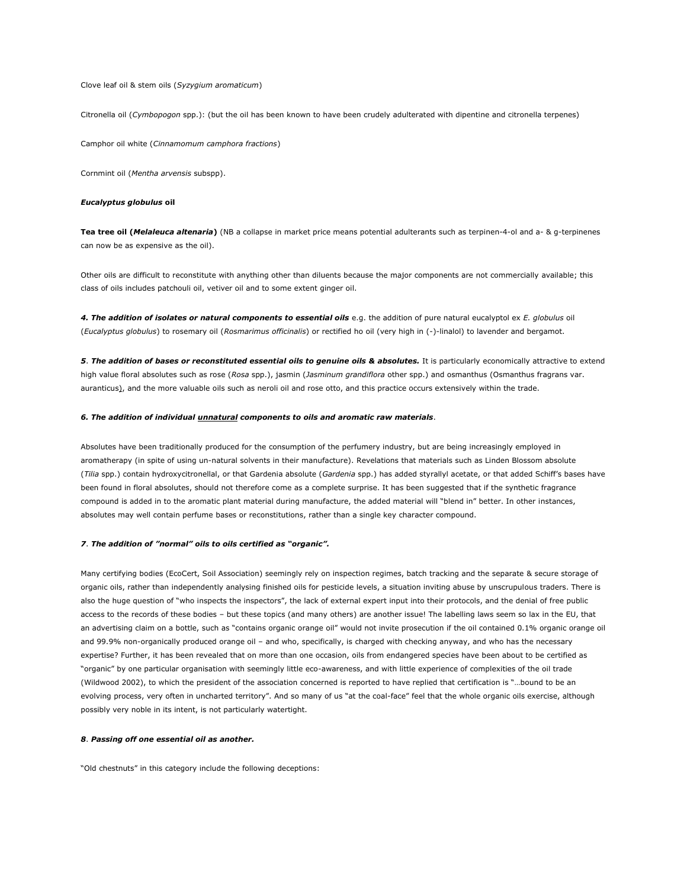Clove leaf & stem oils (*Syzygium aromaticum*)

Citronella oil (*Cymbopogon* spp.): (but the oil has been known to have been crudely adulterated with dipentine and citronella terpenes)

Camphor oil white (*Cinnamomum camphora fractions*)

Cornmint oil (*Mentha arvensis* subspp).

***Eucalyptus globulus* oil**

**Tea tree oil (*Melaleuca altenaria*)** (NB a collapse in market price means potential adulterants such as terpinen-4-ol and a- & g-terpinenes can now be as expensive as the oil).

Other oils are difficult to reconstitute with anything other than diluents because the major components are not commercially available; this class of oils includes patchouli oil, vetiver oil and to some extent ginger oil.

***4. The addition of isolates or natural components to essential oils*** e.g. the addition of pure natural eucalyptol ex *E. globulus* oil (*Eucalyptus globulus*) to rosemary oil (*Rosmarimus officinalis*) or rectified ho oil (very high in (-)-linalol) to lavender and bergamot.

***5. The addition of bases or reconstituted essential oils to genuine oils & absolutes.*** It is particularly economically attractive to extend high value floral absolutes such as rose (*Rosa* spp.), jasmin (*Jasminum grandiflora* other spp.) and osmanthus (Osmanthus fragrans var. auranticus), and the more valuable oils such as neroli oil and rose otto, and this practice occurs extensively within the trade.

***6. The addition of individual unnatural components to oils and aromatic raw materials***.

Absolutes have been traditionally produced for the consumption of the perfumery industry, but are being increasingly employed in aromatherapy (in spite of using un-natural solvents in their manufacture). Revelations that materials such as Linden Blossom absolute (*Tilia* spp.) contain hydroxycitronellal, or that Gardenia absolute (*Gardenia* spp.) has added styrallyl acetate, or that added Schiff's bases have been found in floral absolutes, should not therefore come as a complete surprise. It has been suggested that if the synthetic fragrance compound is added in to the aromatic plant material during manufacture, the added material will "blend in" better. In other instances, absolutes may well contain perfume bases or reconstitutions, rather than a single key character compound.

***7. The addition of "normal" oils to oils certified as "organic".***

Many certifying bodies (EcoCert, Soil Association) seemingly rely on inspection regimes, batch tracking and the separate & secure storage of organic oils, rather than independently analysing finished oils for pesticide levels, a situation inviting abuse by unscrupulous traders. There is also the huge question of "who inspects the inspectors", the lack of external expert input into their protocols, and the denial of free public access to the records of these bodies – but these topics (and many others) are another issue! The labelling laws seem so lax in the EU, that an advertising claim on a bottle, such as "contains organic orange oil" would not invite prosecution if the oil contained 0.1% organic orange oil and 99.9% non-organically produced orange oil – and who, specifically, is charged with checking anyway, and who has the necessary expertise? Further, it has been revealed that on more than one occasion, oils from endangered species have been about to be certified as "organic" by one particular organisation with seemingly little eco-awareness, and with little experience of complexities of the oil trade (Wildwood 2002), to which the president of the association concerned is reported to have replied that certification is "…bound to be an evolving process, very often in uncharted territory". And so many of us "at the coal-face" feel that the whole organic oils exercise, although possibly very noble in its intent, is not particularly watertight.

***8. Passing off one essential oil as another.***

"Old chestnuts" in this category include the following deceptions: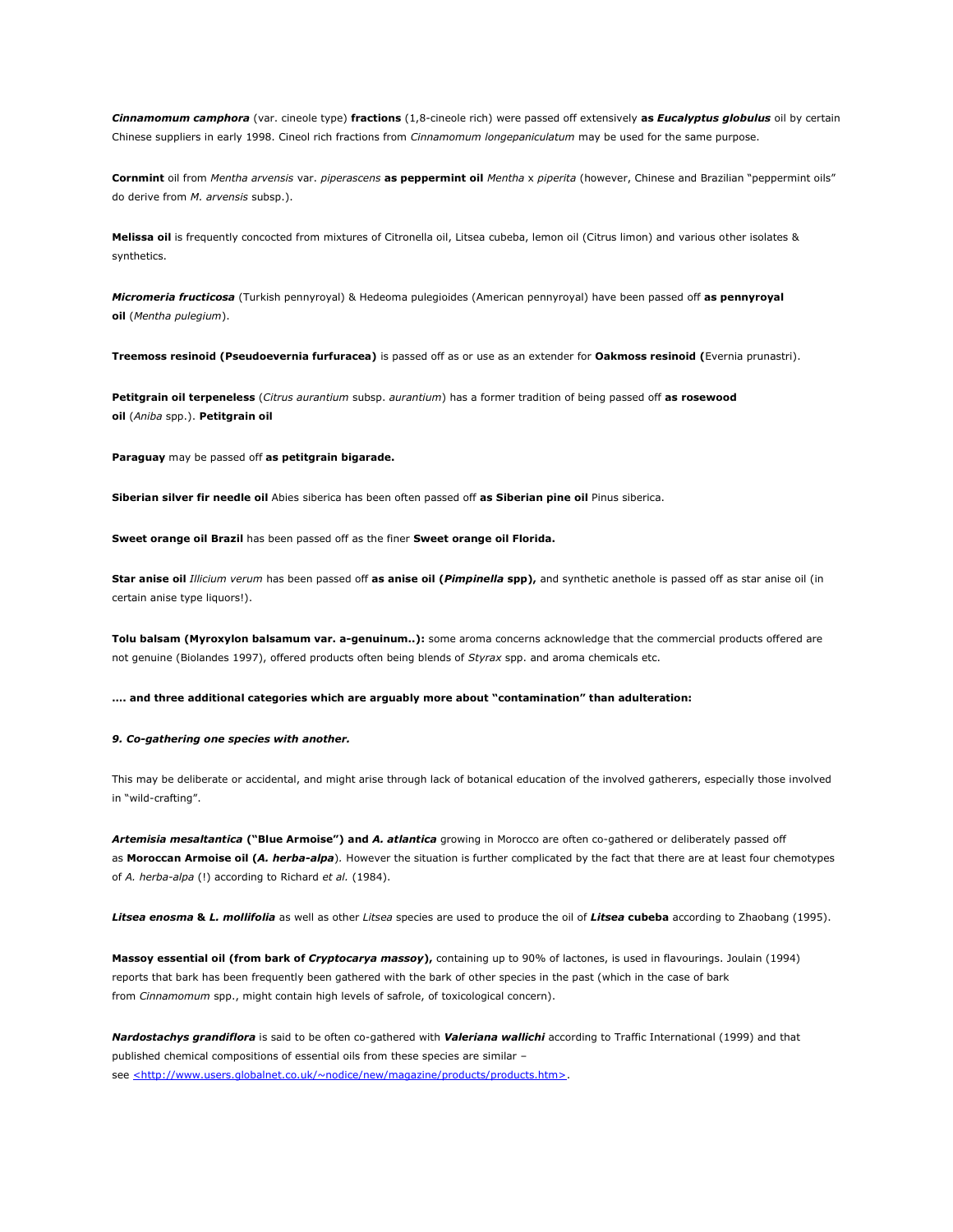***Cinnamomum camphora*** (var. cineole type) **fractions** (1,8-cineole rich) were passed off extensively **as *Eucalyptus globulus*** oil by certain Chinese suppliers in early 1998. Cineol rich fractions from *Cinnamomum longepaniculatum* may be used for the same purpose.

**Cornmint** oil from *Mentha arvensis* var. *piperascens* **as peppermint oil** *Mentha* x *piperita* (however, Chinese and Brazilian "peppermint oils" do derive from *M. arvensis* subsp.).

**Melissa oil** is frequently concocted from mixtures of Citronella oil, Litsea cubeba, lemon oil (Citrus limon) and various other isolates & synthetics.

***Micromeria fructicosa*** (Turkish pennyroyal) & Hedeoma pulegioides (American pennyroyal) have been passed off **as pennyroyal oil** (*Mentha pulegium*).

**Treemoss resinoid (Pseudoevernia furfuracea)** is passed off as or use as an extender for **Oakmoss resinoid (**Evernia prunastri).

**Petitgrain oil terpeneless** (*Citrus aurantium* subsp. *aurantium*) has a former tradition of being passed off **as rosewood oil** (*Aniba* spp.). **Petitgrain oil**

**Paraguay** may be passed off **as petitgrain bigarade.**

**Siberian silver fir needle oil** Abies siberica has been often passed off **as Siberian pine oil** Pinus siberica.

**Sweet orange oil Brazil** has been passed off as the finer **Sweet orange oil Florida.**

**Star anise oil** *Illicium verum* has been passed off **as anise oil (*Pimpinella* spp),** and synthetic anethole is passed off as star anise oil (in certain anise type liquors!).

**Tolu balsam (Myroxylon balsamum var. a-genuinum..):** some aroma concerns acknowledge that the commercial products offered are not genuine (Biolandes 1997), offered products often being blends of *Styrax* spp. and aroma chemicals etc.

**.... and three additional categories which are arguably more about "contamination" than adulteration:**

***9. Co-gathering one species with another.***

This may be deliberate or accidental, and might arise through lack of botanical education of the involved gatherers, especially those involved in "wild-crafting".

***Artemisia mesaltantica* ("Blue Armoise") and *A. atlantica*** growing in Morocco are often co-gathered or deliberately passed off as **Moroccan Armoise oil (*A. herba-alpa*)**. However the situation is further complicated by the fact that there are at least four chemotypes of *A. herba-alpa* (!) according to Richard *et al.* (1984).

***Litsea enosma* & *L. mollifolia*** as well as other *Litsea* species are used to produce the oil of ***Litsea* cubeba** according to Zhaobang (1995).

**Massoy essential oil (from bark of *Cryptocarya massoy*),** containing up to 90% of lactones, is used in flavourings. Joulain (1994) reports that bark has been frequently been gathered with the bark of other species in the past (which in the case of bark from *Cinnamomum* spp., might contain high levels of safrole, of toxicological concern).

***Nardostachys grandiflora*** is said to be often co-gathered with ***Valeriana wallichi*** according to Traffic International (1999) and that published chemical compositions of essential oils from these species are similar – see <http://www.users.globalnet.co.uk/~nodice/new/magazine/products/products.htm>.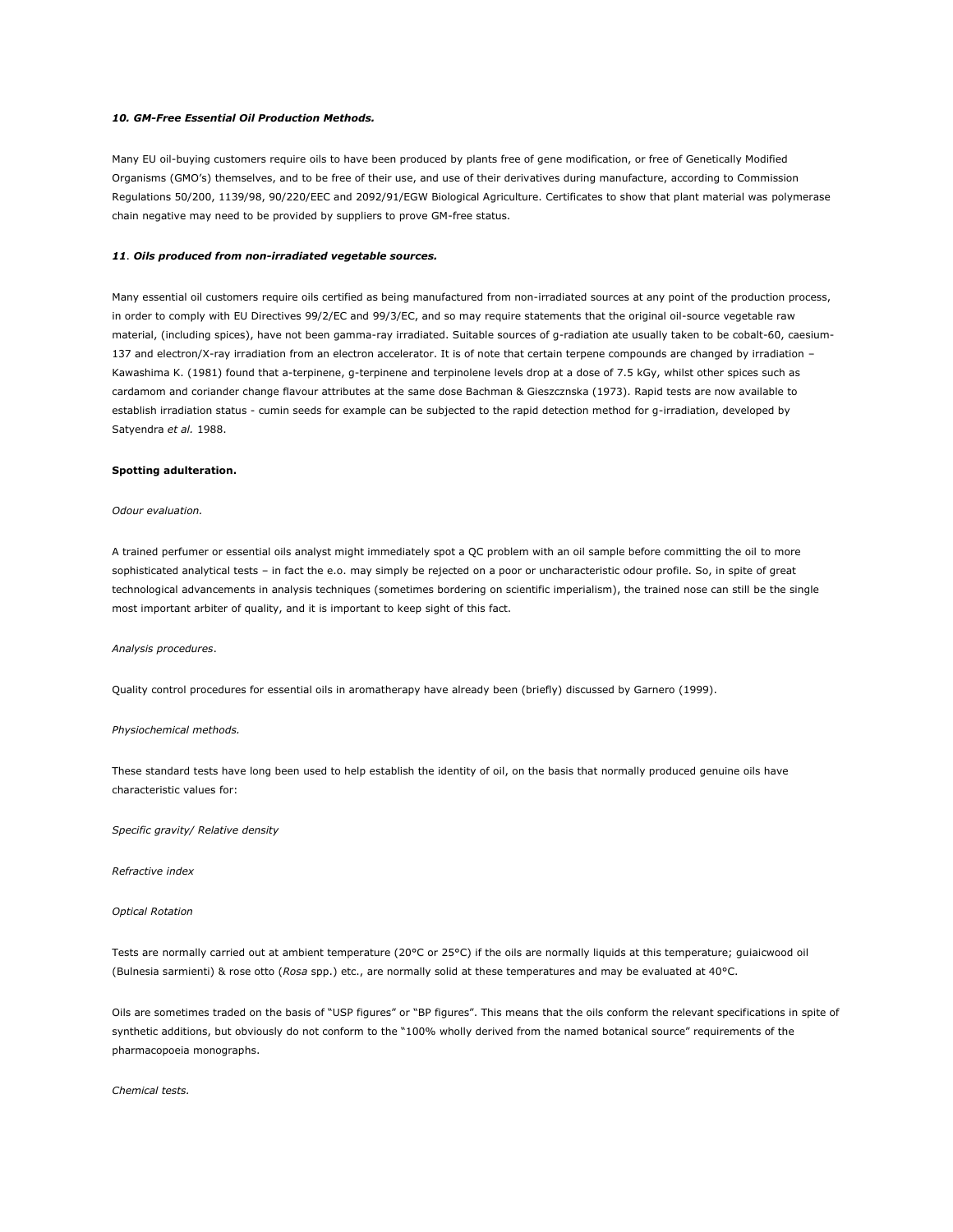### *10. GM-Free Essential Oil Production Methods.*

Many EU oil-buying customers require oils to have been produced by plants free of gene modification, or free of Genetically Modified Organisms (GMO's) themselves, and to be free of their use, and use of their derivatives during manufacture, according to Commission Regulations 50/200, 1139/98, 90/220/EEC and 2092/91/EGW Biological Agriculture. Certificates to show that plant material was polymerase chain negative may need to be provided by suppliers to prove GM-free status.

### *11. Oils produced from non-irradiated vegetable sources.*

Many essential oil customers require oils certified as being manufactured from non-irradiated sources at any point of the production process, in order to comply with EU Directives 99/2/EC and 99/3/EC, and so may require statements that the original oil-source vegetable raw material, (including spices), have not been gamma-ray irradiated. Suitable sources of g-radiation ate usually taken to be cobalt-60, caesium-137 and electron/X-ray irradiation from an electron accelerator. It is of note that certain terpene compounds are changed by irradiation – Kawashima K. (1981) found that a-terpinene, g-terpinene and terpinolene levels drop at a dose of 7.5 kGy, whilst other spices such as cardamom and coriander change flavour attributes at the same dose Bachman & Gieszcznska (1973). Rapid tests are now available to establish irradiation status - cumin seeds for example can be subjected to the rapid detection method for g-irradiation, developed by Satyendra *et al.* 1988.

**Spotting adulteration.**

*Odour evaluation.*

A trained perfumer or essential oils analyst might immediately spot a QC problem with an oil sample before committing the oil to more sophisticated analytical tests – in fact the e.o. may simply be rejected on a poor or uncharacteristic odour profile. So, in spite of great technological advancements in analysis techniques (sometimes bordering on scientific imperialism), the trained nose can still be the single most important arbiter of quality, and it is important to keep sight of this fact.

*Analysis procedures.*

Quality control procedures for essential oils in aromatherapy have already been (briefly) discussed by Garnero (1999).

*Physiochemical methods.*

These standard tests have long been used to help establish the identity of oil, on the basis that normally produced genuine oils have characteristic values for:

*Specific gravity/ Relative density*

*Refractive index*

*Optical Rotation*

Tests are normally carried out at ambient temperature (20°C or 25°C) if the oils are normally liquids at this temperature; guiaicwood oil (Bulnesia sarmienti) & rose otto (*Rosa* spp.) etc., are normally solid at these temperatures and may be evaluated at 40°C.

Oils are sometimes traded on the basis of "USP figures" or "BP figures". This means that the oils conform the relevant specifications in spite of synthetic additions, but obviously do not conform to the "100% wholly derived from the named botanical source" requirements of the pharmacopoeia monographs.

*Chemical tests.*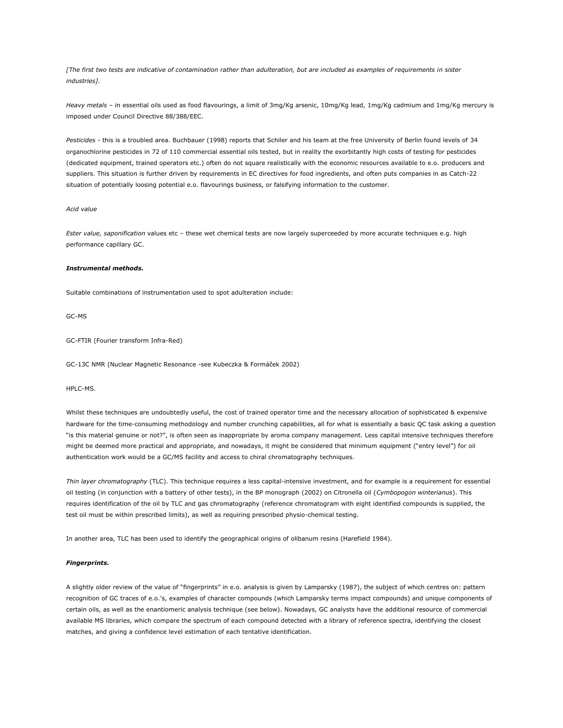*[The first two tests are indicative of contamination rather than adulteration, but are included as examples of requirements in sister industries].*

*Heavy metals* – in essential oils used as food flavourings, a limit of 3mg/Kg arsenic, 10mg/Kg lead, 1mg/Kg cadmium and 1mg/Kg mercury is imposed under Council Directive 88/388/EEC.

*Pesticides* - this is a troubled area. Buchbauer (1998) reports that Schiler and his team at the free University of Berlin found levels of 34 organochlorine pesticides in 72 of 110 commercial essential oils tested, but in reality the exorbitantly high costs of testing for pesticides (dedicated equipment, trained operators etc.) often do not square realistically with the economic resources available to e.o. producers and suppliers. This situation is further driven by requirements in EC directives for food ingredients, and often puts companies in as Catch-22 situation of potentially loosing potential e.o. flavourings business, or falsifying information to the customer.

*Acid value*

*Ester value, saponification* values etc – these wet chemical tests are now largely superceeded by more accurate techniques e.g. high performance capillary GC.

***Instrumental methods.***

Suitable combinations of instrumentation used to spot adulteration include:

GC-MS

GC-FTIR (Fourier transform Infra-Red)

GC-13C NMR (Nuclear Magnetic Resonance -see Kubeczka & Formáček 2002)

HPLC-MS.

Whilst these techniques are undoubtedly useful, the cost of trained operator time and the necessary allocation of sophisticated & expensive hardware for the time-consuming methodology and number crunching capabilities, all for what is essentially a basic QC task asking a question "is this material genuine or not?", is often seen as inappropriate by aroma company management. Less capital intensive techniques therefore might be deemed more practical and appropriate, and nowadays, it might be considered that minimum equipment ("entry level") for oil authentication work would be a GC/MS facility and access to chiral chromatography techniques.

*Thin layer chromatography* (TLC). This technique requires a less capital-intensive investment, and for example is a requirement for essential oil testing (in conjunction with a battery of other tests), in the BP monograph (2002) on Citronella oil (*Cymbopogon winterianus*). This requires identification of the oil by TLC and gas chromatography (reference chromatogram with eight identified compounds is supplied, the test oil must be within prescribed limits), as well as requiring prescribed physio-chemical testing.

In another area, TLC has been used to identify the geographical origins of olibanum resins (Harefield 1984).

***Fingerprints.***

A slightly older review of the value of "fingerprints" in e.o. analysis is given by Lamparsky (1987), the subject of which centres on: pattern recognition of GC traces of e.o.'s, examples of character compounds (which Lamparsky terms impact compounds) and unique components of certain oils, as well as the enantiomeric analysis technique (see below). Nowadays, GC analysts have the additional resource of commercial available MS libraries, which compare the spectrum of each compound detected with a library of reference spectra, identifying the closest matches, and giving a confidence level estimation of each tentative identification.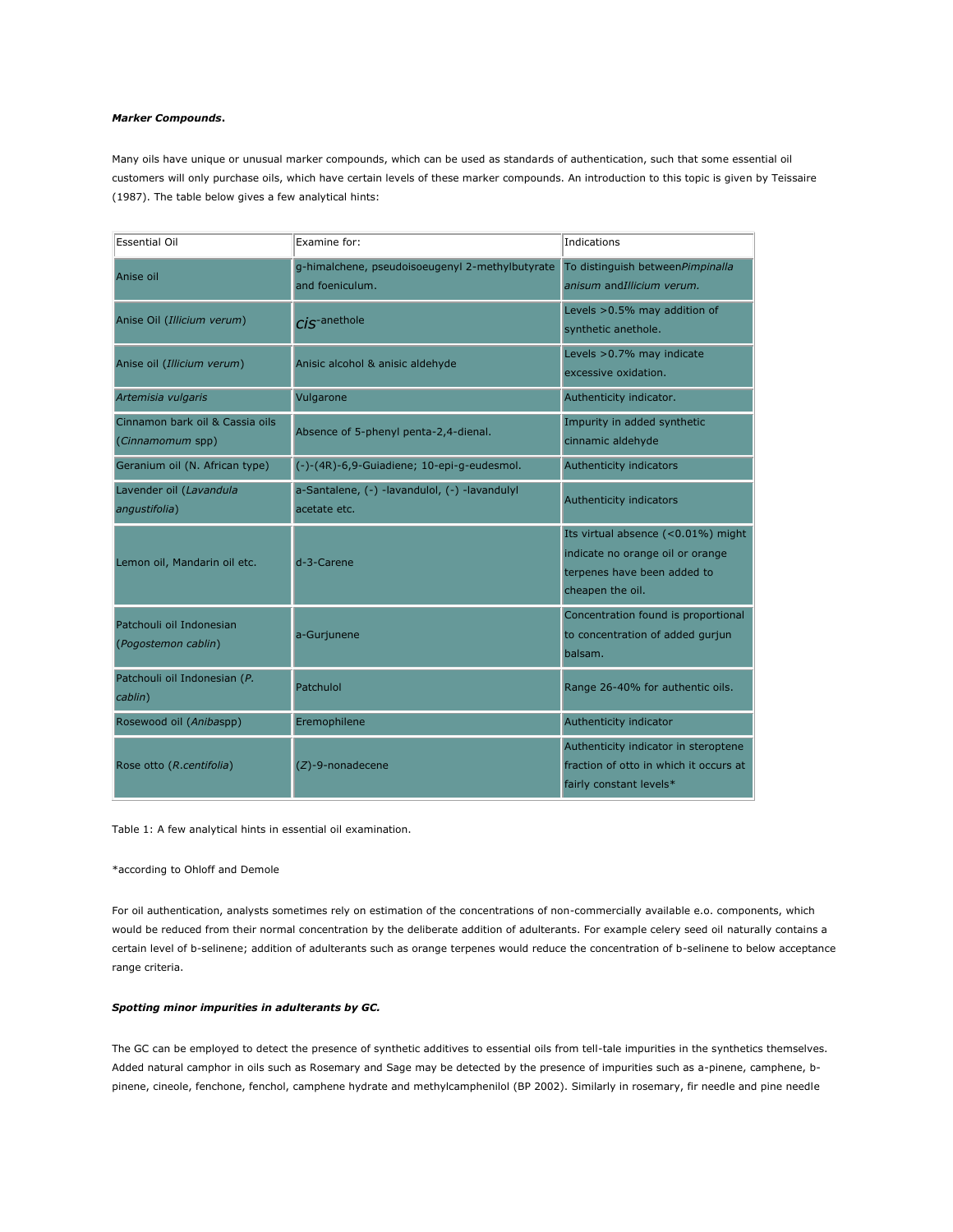***Marker Compounds*.**

Many oils have unique or unusual marker compounds, which can be used as standards of authentication, such that some essential oil customers will only purchase oils, which have certain levels of these marker compounds. An introduction to this topic is given by Teissaire (1987). The table below gives a few analytical hints:

| Essential Oil | Examine for: | Indications |
|---|---|---|
| Anise oil | g-himalchene, pseudoisoeugenyl 2-methylbutyrate and foeniculum. | To distinguish between*Pimpinalla anisum* and*Illicium verum.* |
| Anise Oil (*Illicium verum*) | *cis*-anethole | Levels >0.5% may addition of synthetic anethole. |
| Anise oil (*Illicium verum*) | Anisic alcohol & anisic aldehyde | Levels >0.7% may indicate excessive oxidation. |
| *Artemisia vulgaris* | Vulgarone | Authenticity indicator. |
| Cinnamon bark oil & Cassia oils (*Cinnamomum* spp) | Absence of 5-phenyl penta-2,4-dienal. | Impurity in added synthetic cinnamic aldehyde |
| Geranium oil (N. African type) | (-)-(4R)-6,9-Guiadiene; 10-epi-g-eudesmol. | Authenticity indicators |
| Lavender oil (*Lavandula angustifolia*) | a-Santalene, (-) -lavandulol, (-) -lavandulyl acetate etc. | Authenticity indicators |
| Lemon oil, Mandarin oil etc. | d-3-Carene | Its virtual absence (<0.01%) might indicate no orange oil or orange terpenes have been added to cheapen the oil. |
| Patchouli oil Indonesian (*Pogostemon cablin*) | a-Gurjunene | Concentration found is proportional to concentration of added gurjun balsam. |
| Patchouli oil Indonesian (*P. cablin*) | Patchulol | Range 26-40% for authentic oils. |
| Rosewood oil (*Aniba*spp) | Eremophilene | Authenticity indicator |
| Rose otto (*R.centifolia*) | (*Z*)-9-nonadecene | Authenticity indicator in steroptene fraction of otto in which it occurs at fairly constant levels* |

Table 1: A few analytical hints in essential oil examination.

*according to Ohloff and Demole

For oil authentication, analysts sometimes rely on estimation of the concentrations of non-commercially available e.o. components, which would be reduced from their normal concentration by the deliberate addition of adulterants. For example celery seed oil naturally contains a certain level of b-selinene; addition of adulterants such as orange terpenes would reduce the concentration of b-selinene to below acceptance range criteria.

***Spotting minor impurities in adulterants by GC.***

The GC can be employed to detect the presence of synthetic additives to essential oils from tell-tale impurities in the synthetics themselves. Added natural camphor in oils such as Rosemary and Sage may be detected by the presence of impurities such as a-pinene, camphene, b-pinene, cineole, fenchone, fenchol, camphene hydrate and methylcamphenilol (BP 2002). Similarly in rosemary, fir needle and pine needle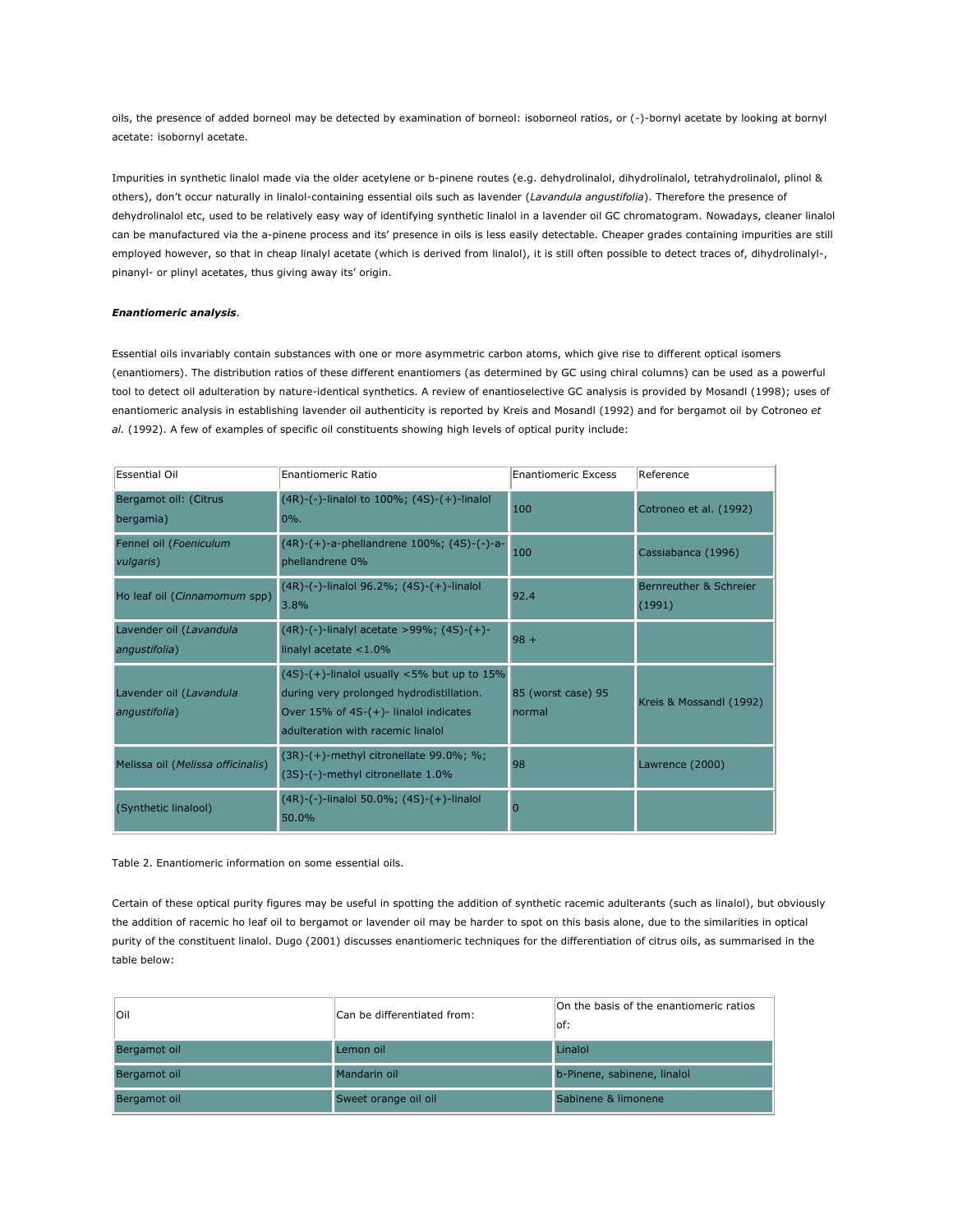oils, the presence of added borneol may be detected by examination of borneol: isoborneol ratios, or (-)-bornyl acetate by looking at bornyl acetate: isobornyl acetate.

Impurities in synthetic linalol made via the older acetylene or b-pinene routes (e.g. dehydrolinalol, dihydrolinalol, tetrahydrolinalol, plinol & others), don't occur naturally in linalol-containing essential oils such as lavender (*Lavandula angustifolia*). Therefore the presence of dehydrolinalol etc, used to be relatively easy way of identifying synthetic linalol in a lavender oil GC chromatogram. Nowadays, cleaner linalol can be manufactured via the a-pinene process and its' presence in oils is less easily detectable. Cheaper grades containing impurities are still employed however, so that in cheap linalyl acetate (which is derived from linalol), it is still often possible to detect traces of, dihydrolinalyl-, pinanyl- or plinyl acetates, thus giving away its' origin.

***Enantiomeric analysis***.

Essential oils invariably contain substances with one or more asymmetric carbon atoms, which give rise to different optical isomers (enantiomers). The distribution ratios of these different enantiomers (as determined by GC using chiral columns) can be used as a powerful tool to detect oil adulteration by nature-identical synthetics. A review of enantioselective GC analysis is provided by Mosandl (1998); uses of enantiomeric analysis in establishing lavender oil authenticity is reported by Kreis and Mosandl (1992) and for bergamot oil by Cotroneo *et al.* (1992). A few of examples of specific oil constituents showing high levels of optical purity include:

| Essential Oil | Enantiomeric Ratio | Enantiomeric Excess | Reference |
|---|---|---|---|
| Bergamot oil: (Citrus bergamia) | (4R)-(-)-linalol to 100%; (4S)-(+)-linalol 0%. | 100 | Cotroneo et al. (1992) |
| Fennel oil (*Foeniculum vulgaris*) | (4R)-(+)-a-phellandrene 100%; (4S)-(-)-a-phellandrene 0% | 100 | Cassiabanca (1996) |
| Ho leaf oil (*Cinnamomum* spp) | (4R)-(-)-linalol 96.2%; (4S)-(+)-linalol 3.8% | 92.4 | Bernreuther & Schreier (1991) |
| Lavender oil (*Lavandula angustifolia*) | (4R)-(-)-linalyl acetate >99%; (4S)-(+)-linalyl acetate <1.0% | 98 + | |
| Lavender oil (*Lavandula angustifolia*) | (4S)-(+)-linalol usually <5% but up to 15% during very prolonged hydrodistillation. Over 15% of 4S-(+)- linalol indicates adulteration with racemic linalol | 85 (worst case) 95 normal | Kreis & Mossandl (1992) |
| Melissa oil (*Melissa officinalis*) | (3R)-(+)-methyl citronellate 99.0%; %; (3S)-(-)-methyl citronellate 1.0% | 98 | Lawrence (2000) |
| (Synthetic linalool) | (4R)-(-)-linalol 50.0%; (4S)-(+)-linalol 50.0% | 0 | |

Table 2. Enantiomeric information on some essential oils.

Certain of these optical purity figures may be useful in spotting the addition of synthetic racemic adulterants (such as linalol), but obviously the addition of racemic ho leaf oil to bergamot or lavender oil may be harder to spot on this basis alone, due to the similarities in optical purity of the constituent linalol. Dugo (2001) discusses enantiomeric techniques for the differentiation of citrus oils, as summarised in the table below:

| Oil | Can be differentiated from: | On the basis of the enantiomeric ratios of: |
|---|---|---|
| Bergamot oil | Lemon oil | Linalol |
| Bergamot oil | Mandarin oil | b-Pinene, sabinene, linalol |
| Bergamot oil | Sweet orange oil oil | Sabinene & limonene |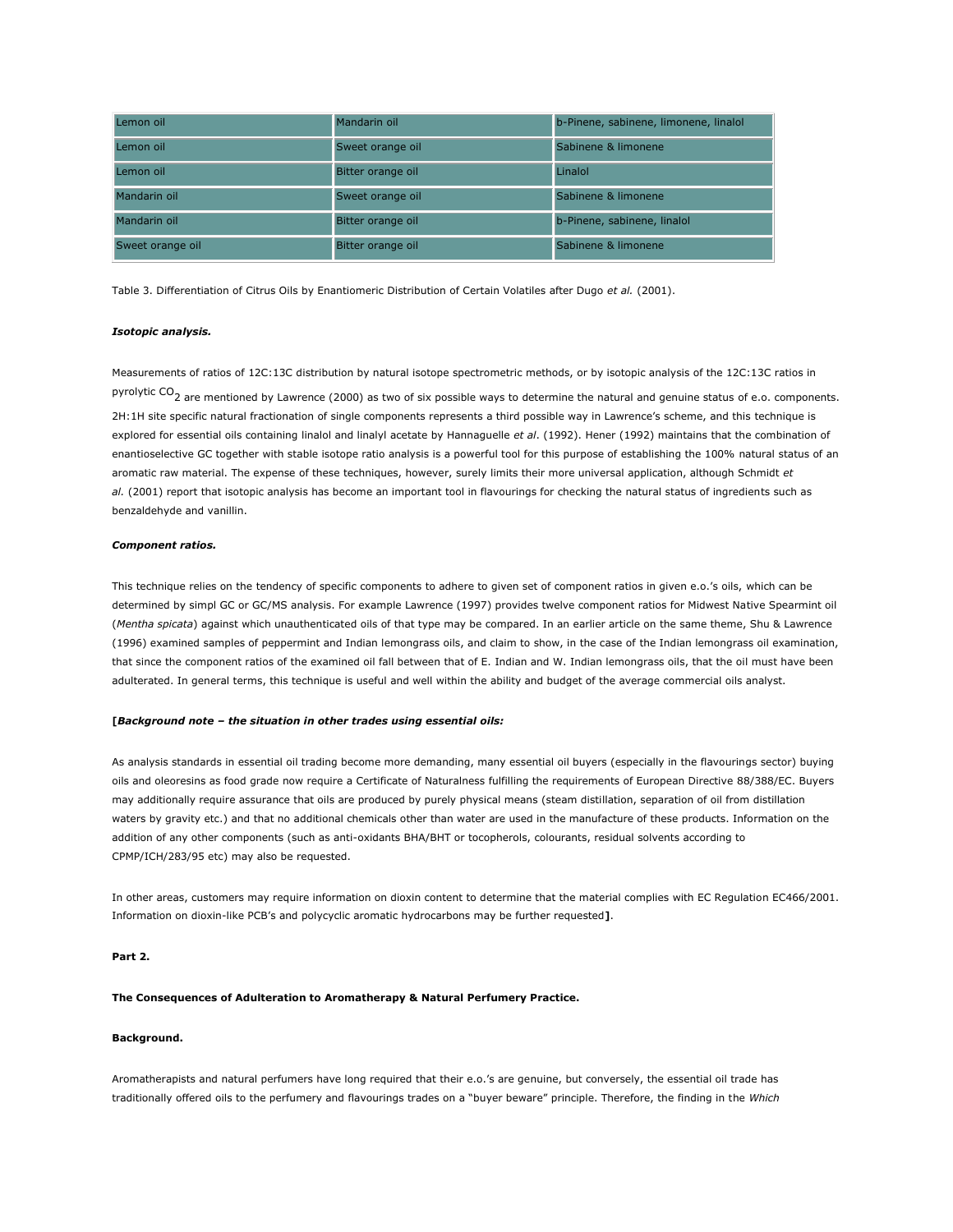| | | |
|---|---|---|
| Lemon oil | Mandarin oil | b-Pinene, sabinene, limonene, linalol |
| Lemon oil | Sweet orange oil | Sabinene & limonene |
| Lemon oil | Bitter orange oil | Linalol |
| Mandarin oil | Sweet orange oil | Sabinene & limonene |
| Mandarin oil | Bitter orange oil | b-Pinene, sabinene, linalol |
| Sweet orange oil | Bitter orange oil | Sabinene & limonene |

Table 3. Differentiation of Citrus Oils by Enantiomeric Distribution of Certain Volatiles after Dugo *et al.* (2001).

***Isotopic analysis.***

Measurements of ratios of 12C:13C distribution by natural isotope spectrometric methods, or by isotopic analysis of the 12C:13C ratios in pyrolytic $CO_2$ are mentioned by Lawrence (2000) as two of six possible ways to determine the natural and genuine status of e.o. components. 2H:1H site specific natural fractionation of single components represents a third possible way in Lawrence's scheme, and this technique is explored for essential oils containing linalol and linalyl acetate by Hannaguelle *et al*. (1992). Hener (1992) maintains that the combination of enantioselective GC together with stable isotope ratio analysis is a powerful tool for this purpose of establishing the 100% natural status of an aromatic raw material. The expense of these techniques, however, surely limits their more universal application, although Schmidt *et al.* (2001) report that isotopic analysis has become an important tool in flavourings for checking the natural status of ingredients such as benzaldehyde and vanillin.

***Component ratios.***

This technique relies on the tendency of specific components to adhere to given set of component ratios in given e.o.'s oils, which can be determined by simpl GC or GC/MS analysis. For example Lawrence (1997) provides twelve component ratios for Midwest Native Spearmint oil (*Mentha spicata*) against which unauthenticated oils of that type may be compared. In an earlier article on the same theme, Shu & Lawrence (1996) examined samples of peppermint and Indian lemongrass oils, and claim to show, in the case of the Indian lemongrass oil examination, that since the component ratios of the examined oil fall between that of E. Indian and W. Indian lemongrass oils, that the oil must have been adulterated. In general terms, this technique is useful and well within the ability and budget of the average commercial oils analyst.

**[*Background note – the situation in other trades using essential oils:***

As analysis standards in essential oil trading become more demanding, many essential oil buyers (especially in the flavourings sector) buying oils and oleoresins as food grade now require a Certificate of Naturalness fulfilling the requirements of European Directive 88/388/EC. Buyers may additionally require assurance that oils are produced by purely physical means (steam distillation, separation of oil from distillation waters by gravity etc.) and that no additional chemicals other than water are used in the manufacture of these products. Information on the addition of any other components (such as anti-oxidants BHA/BHT or tocopherols, colourants, residual solvents according to CPMP/ICH/283/95 etc) may also be requested.

In other areas, customers may require information on dioxin content to determine that the material complies with EC Regulation EC466/2001. Information on dioxin-like PCB's and polycyclic aromatic hydrocarbons may be further requested**]**.

**Part 2.**

**The Consequences of Adulteration to Aromatherapy & Natural Perfumery Practice.**

**Background.**

Aromatherapists and natural perfumers have long required that their e.o.'s are genuine, but conversely, the essential oil trade has traditionally offered oils to the perfumery and flavourings trades on a "buyer beware" principle. Therefore, the finding in the *Which*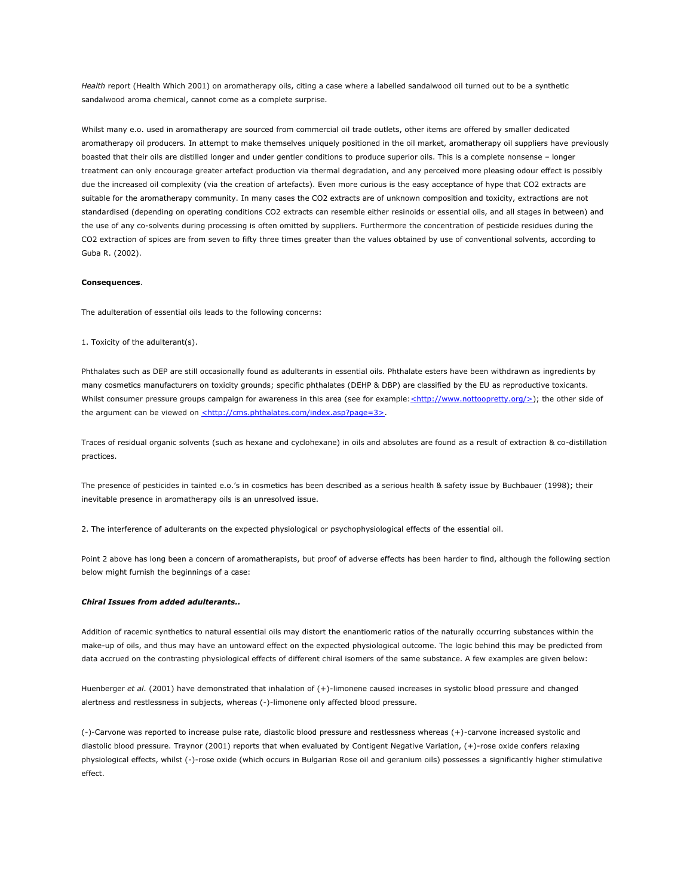*Health* report (Health Which 2001) on aromatherapy oils, citing a case where a labelled sandalwood oil turned out to be a synthetic sandalwood aroma chemical, cannot come as a complete surprise.

Whilst many e.o. used in aromatherapy are sourced from commercial oil trade outlets, other items are offered by smaller dedicated aromatherapy oil producers. In attempt to make themselves uniquely positioned in the oil market, aromatherapy oil suppliers have previously boasted that their oils are distilled longer and under gentler conditions to produce superior oils. This is a complete nonsense – longer treatment can only encourage greater artefact production via thermal degradation, and any perceived more pleasing odour effect is possibly due the increased oil complexity (via the creation of artefacts). Even more curious is the easy acceptance of hype that CO2 extracts are suitable for the aromatherapy community. In many cases the CO2 extracts are of unknown composition and toxicity, extractions are not standardised (depending on operating conditions CO2 extracts can resemble either resinoids or essential oils, and all stages in between) and the use of any co-solvents during processing is often omitted by suppliers. Furthermore the concentration of pesticide residues during the CO2 extraction of spices are from seven to fifty three times greater than the values obtained by use of conventional solvents, according to Guba R. (2002).

**Consequences**.

The adulteration of essential oils leads to the following concerns:

1. Toxicity of the adulterant(s).

Phthalates such as DEP are still occasionally found as adulterants in essential oils. Phthalate esters have been withdrawn as ingredients by many cosmetics manufacturers on toxicity grounds; specific phthalates (DEHP & DBP) are classified by the EU as reproductive toxicants. Whilst consumer pressure groups campaign for awareness in this area (see for example:<http://www.nottoopretty.org/>); the other side of the argument can be viewed on <http://cms.phthalates.com/index.asp?page=3>.

Traces of residual organic solvents (such as hexane and cyclohexane) in oils and absolutes are found as a result of extraction & co-distillation practices.

The presence of pesticides in tainted e.o.'s in cosmetics has been described as a serious health & safety issue by Buchbauer (1998); their inevitable presence in aromatherapy oils is an unresolved issue.

2. The interference of adulterants on the expected physiological or psychophysiological effects of the essential oil.

Point 2 above has long been a concern of aromatherapists, but proof of adverse effects has been harder to find, although the following section below might furnish the beginnings of a case:

***Chiral Issues from added adulterants..***

Addition of racemic synthetics to natural essential oils may distort the enantiomeric ratios of the naturally occurring substances within the make-up of oils, and thus may have an untoward effect on the expected physiological outcome. The logic behind this may be predicted from data accrued on the contrasting physiological effects of different chiral isomers of the same substance. A few examples are given below:

Huenberger *et al*. (2001) have demonstrated that inhalation of (+)-limonene caused increases in systolic blood pressure and changed alertness and restlessness in subjects, whereas (-)-limonene only affected blood pressure.

(-)-Carvone was reported to increase pulse rate, diastolic blood pressure and restlessness whereas (+)-carvone increased systolic and diastolic blood pressure. Traynor (2001) reports that when evaluated by Contigent Negative Variation, (+)-rose oxide confers relaxing physiological effects, whilst (-)-rose oxide (which occurs in Bulgarian Rose oil and geranium oils) possesses a significantly higher stimulative effect.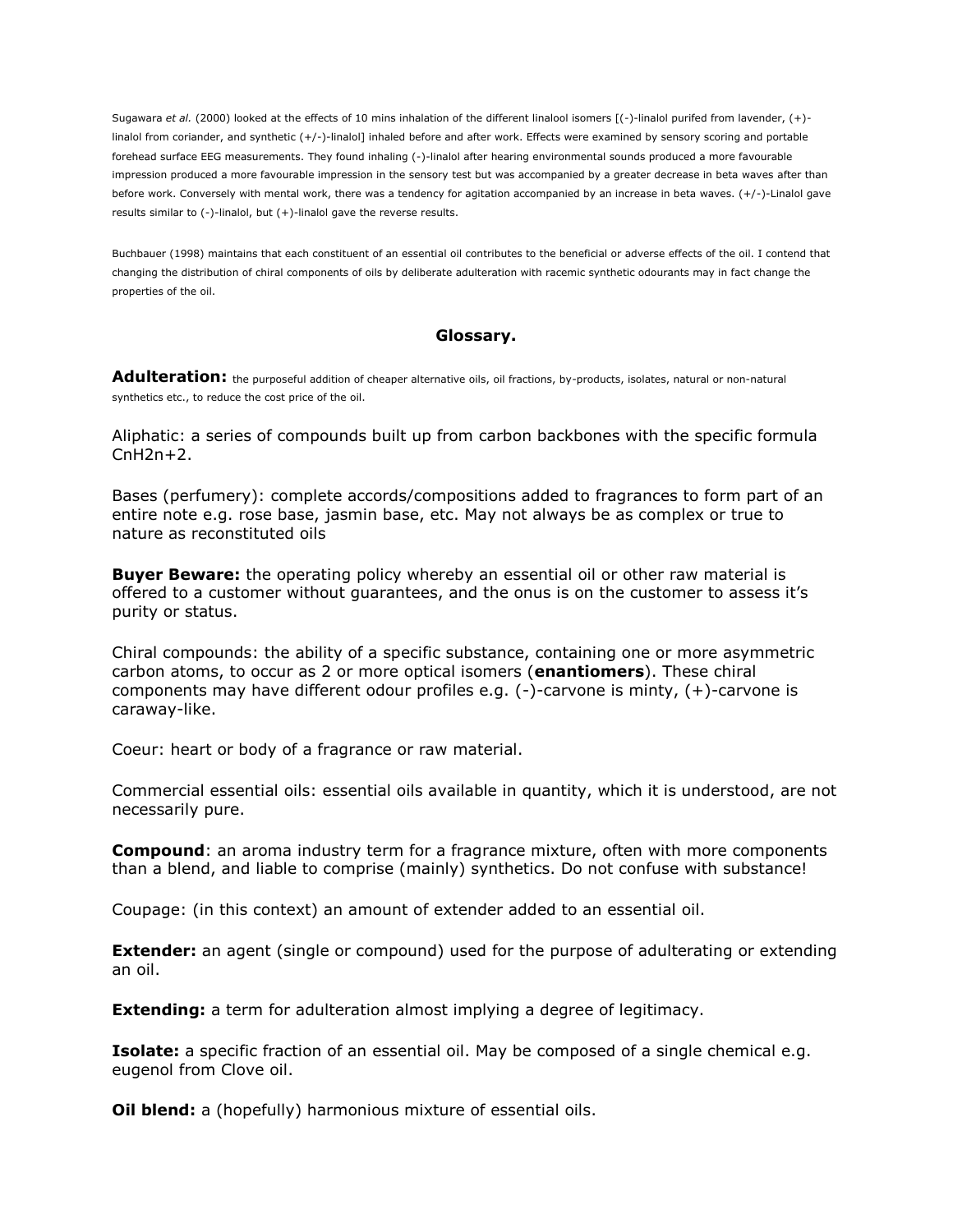Sugawara *et al.* (2000) looked at the effects of 10 mins inhalation of the different linalool isomers [(-)-linalol purifed from lavender, (+)-linalol from coriander, and synthetic (+/-)-linalol] inhaled before and after work. Effects were examined by sensory scoring and portable forehead surface EEG measurements. They found inhaling (-)-linalol after hearing environmental sounds produced a more favourable impression produced a more favourable impression in the sensory test but was accompanied by a greater decrease in beta waves after than before work. Conversely with mental work, there was a tendency for agitation accompanied by an increase in beta waves. (+/-)-Linalol gave results similar to (-)-linalol, but (+)-linalol gave the reverse results.

Buchbauer (1998) maintains that each constituent of an essential oil contributes to the beneficial or adverse effects of the oil. I contend that changing the distribution of chiral components of oils by deliberate adulteration with racemic synthetic odourants may in fact change the properties of the oil.

## Glossary.

**Adulteration:** the purposeful addition of cheaper alternative oils, oil fractions, by-products, isolates, natural or non-natural synthetics etc., to reduce the cost price of the oil.

Aliphatic: a series of compounds built up from carbon backbones with the specific formula $C_nH_{2n+2}$.

Bases (perfumery): complete accords/compositions added to fragrances to form part of an entire note e.g. rose base, jasmin base, etc. May not always be as complex or true to nature as reconstituted oils

**Buyer Beware:** the operating policy whereby an essential oil or other raw material is offered to a customer without guarantees, and the onus is on the customer to assess it's purity or status.

Chiral compounds: the ability of a specific substance, containing one or more asymmetric carbon atoms, to occur as 2 or more optical isomers (**enantiomers**). These chiral components may have different odour profiles e.g. (-)-carvone is minty, (+)-carvone is caraway-like.

Coeur: heart or body of a fragrance or raw material.

Commercial essential oils: essential oils available in quantity, which it is understood, are not necessarily pure.

**Compound**: an aroma industry term for a fragrance mixture, often with more components than a blend, and liable to comprise (mainly) synthetics. Do not confuse with substance!

Coupage: (in this context) an amount of extender added to an essential oil.

**Extender:** an agent (single or compound) used for the purpose of adulterating or extending an oil.

**Extending:** a term for adulteration almost implying a degree of legitimacy.

**Isolate:** a specific fraction of an essential oil. May be composed of a single chemical e.g. eugenol from Clove oil.

**Oil blend:** a (hopefully) harmonious mixture of essential oils.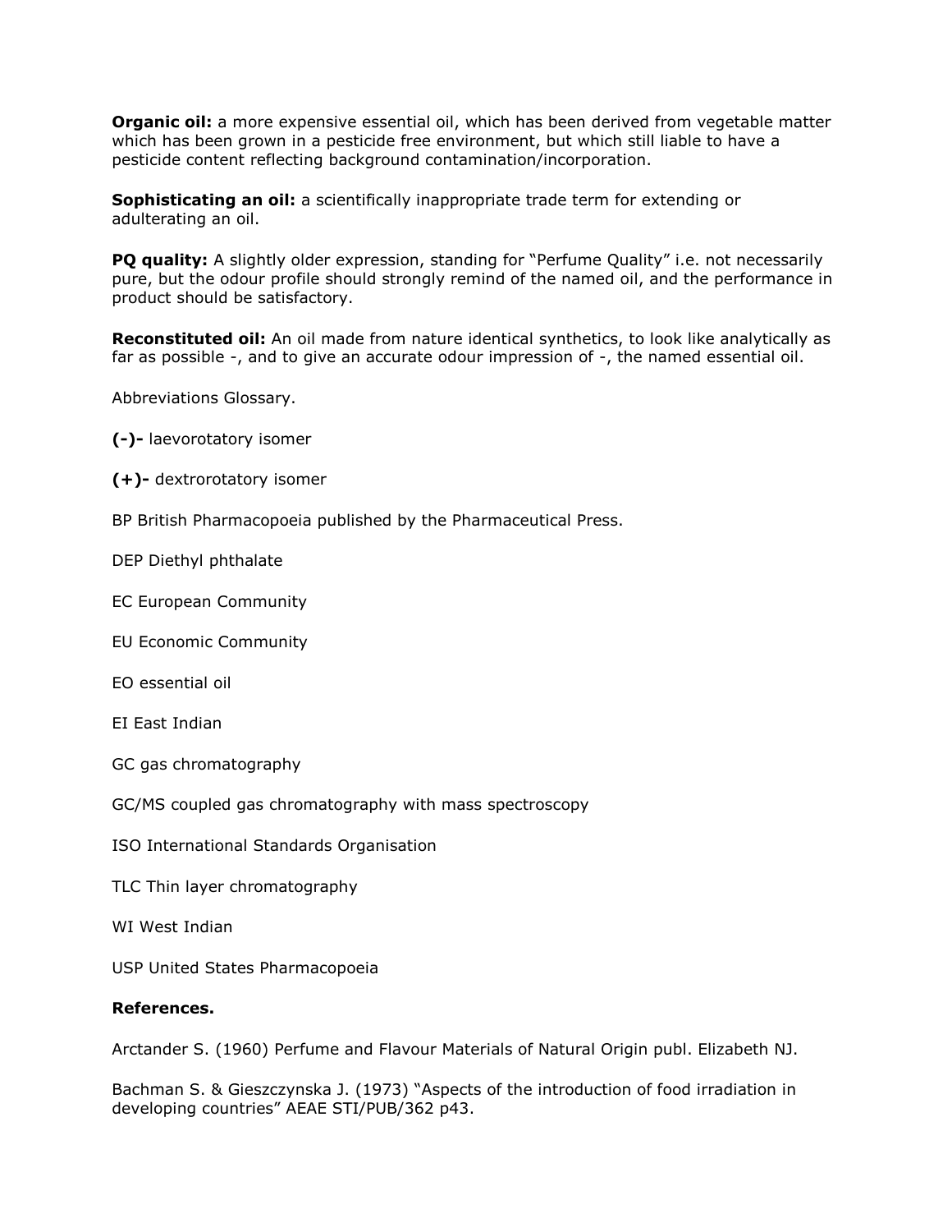**Organic oil:** a more expensive essential oil, which has been derived from vegetable matter which has been grown in a pesticide free environment, but which still liable to have a pesticide content reflecting background contamination/incorporation.

**Sophisticating an oil:** a scientifically inappropriate trade term for extending or adulterating an oil.

**PQ quality:** A slightly older expression, standing for "Perfume Quality" i.e. not necessarily pure, but the odour profile should strongly remind of the named oil, and the performance in product should be satisfactory.

**Reconstituted oil:** An oil made from nature identical synthetics, to look like analytically as far as possible -, and to give an accurate odour impression of -, the named essential oil.

Abbreviations Glossary.

**(-)-** laevorotatory isomer

**(+)-** dextrorotatory isomer

BP British Pharmacopoeia published by the Pharmaceutical Press.

DEP Diethyl phthalate

EC European Community

EU Economic Community

EO essential oil

EI East Indian

GC gas chromatography

GC/MS coupled gas chromatography with mass spectroscopy

ISO International Standards Organisation

TLC Thin layer chromatography

WI West Indian

USP United States Pharmacopoeia

**References.**

Arctander S. (1960) Perfume and Flavour Materials of Natural Origin publ. Elizabeth NJ.

Bachman S. & Gieszczynska J. (1973) "Aspects of the introduction of food irradiation in developing countries" AEAE STI/PUB/362 p43.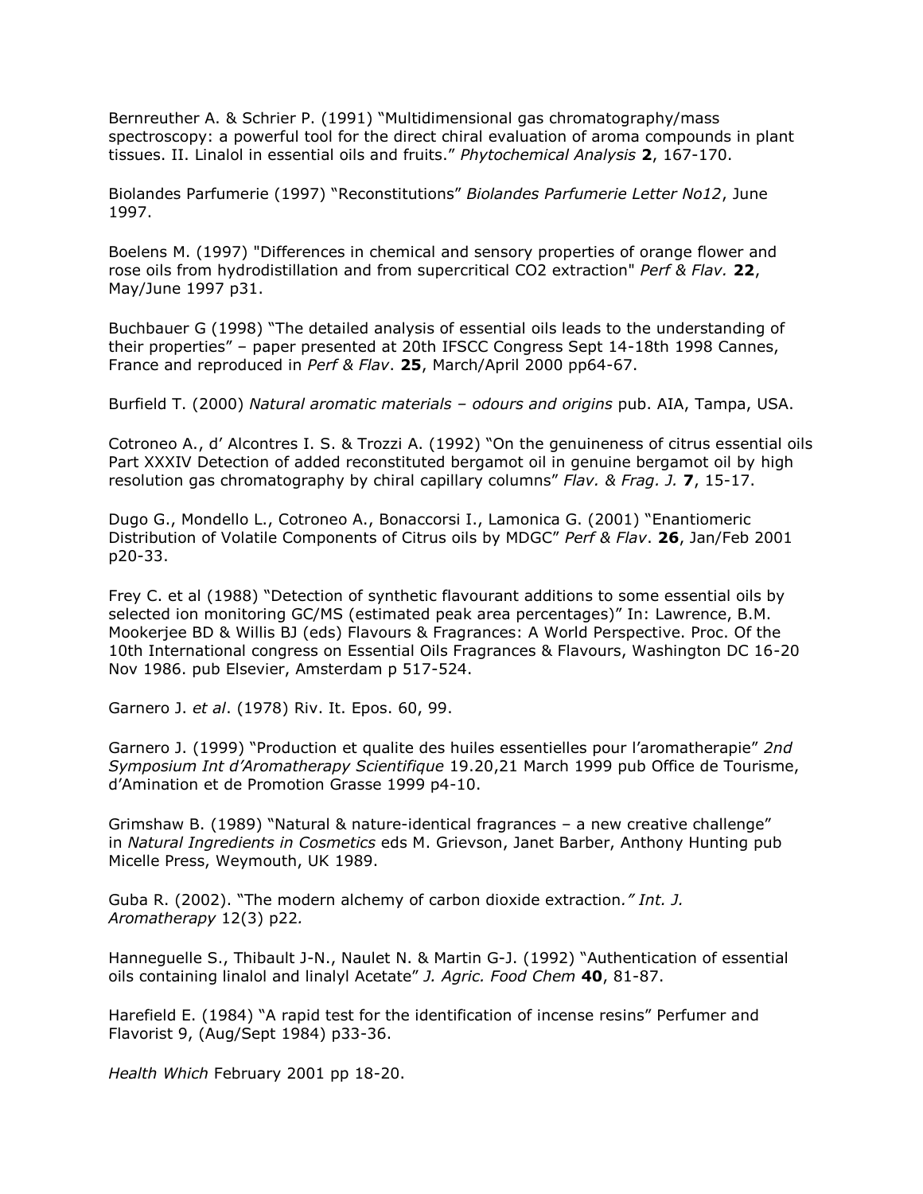Bernreuther A. & Schrier P. (1991) "Multidimensional gas chromatography/mass spectroscopy: a powerful tool for the direct chiral evaluation of aroma compounds in plant tissues. II. Linalol in essential oils and fruits." *Phytochemical Analysis* **2**, 167-170.

Biolandes Parfumerie (1997) "Reconstitutions" *Biolandes Parfumerie Letter No12*, June 1997.

Boelens M. (1997) "Differences in chemical and sensory properties of orange flower and rose oils from hydrodistillation and from supercritical CO2 extraction" *Perf & Flav.* **22**, May/June 1997 p31.

Buchbauer G (1998) "The detailed analysis of essential oils leads to the understanding of their properties" – paper presented at 20th IFSCC Congress Sept 14-18th 1998 Cannes, France and reproduced in *Perf & Flav*. **25**, March/April 2000 pp64-67.

Burfield T. (2000) *Natural aromatic materials – odours and origins* pub. AIA, Tampa, USA.

Cotroneo A., d' Alcontres I. S. & Trozzi A. (1992) "On the genuineness of citrus essential oils Part XXXIV Detection of added reconstituted bergamot oil in genuine bergamot oil by high resolution gas chromatography by chiral capillary columns" *Flav. & Frag. J.* **7**, 15-17.

Dugo G., Mondello L., Cotroneo A., Bonaccorsi I., Lamonica G. (2001) "Enantiomeric Distribution of Volatile Components of Citrus oils by MDGC" *Perf & Flav*. **26**, Jan/Feb 2001 p20-33.

Frey C. et al (1988) "Detection of synthetic flavourant additions to some essential oils by selected ion monitoring GC/MS (estimated peak area percentages)" In: Lawrence, B.M. Mookerjee BD & Willis BJ (eds) Flavours & Fragrances: A World Perspective. Proc. Of the 10th International congress on Essential Oils Fragrances & Flavours, Washington DC 16-20 Nov 1986. pub Elsevier, Amsterdam p 517-524.

Garnero J. *et al*. (1978) Riv. It. Epos. 60, 99.

Garnero J. (1999) "Production et qualite des huiles essentielles pour l'aromatherapie" *2nd Symposium Int d'Aromatherapy Scientifique* 19.20,21 March 1999 pub Office de Tourisme, d'Amination et de Promotion Grasse 1999 p4-10.

Grimshaw B. (1989) "Natural & nature-identical fragrances – a new creative challenge" in *Natural Ingredients in Cosmetics* eds M. Grievson, Janet Barber, Anthony Hunting pub Micelle Press, Weymouth, UK 1989.

Guba R. (2002). "The modern alchemy of carbon dioxide extraction*." Int. J. Aromatherapy* 12(3) p22*.*

Hanneguelle S., Thibault J-N., Naulet N. & Martin G-J. (1992) "Authentication of essential oils containing linalol and linalyl Acetate" *J. Agric. Food Chem* **40**, 81-87.

Harefield E. (1984) "A rapid test for the identification of incense resins" Perfumer and Flavorist 9, (Aug/Sept 1984) p33-36.

*Health Which* February 2001 pp 18-20.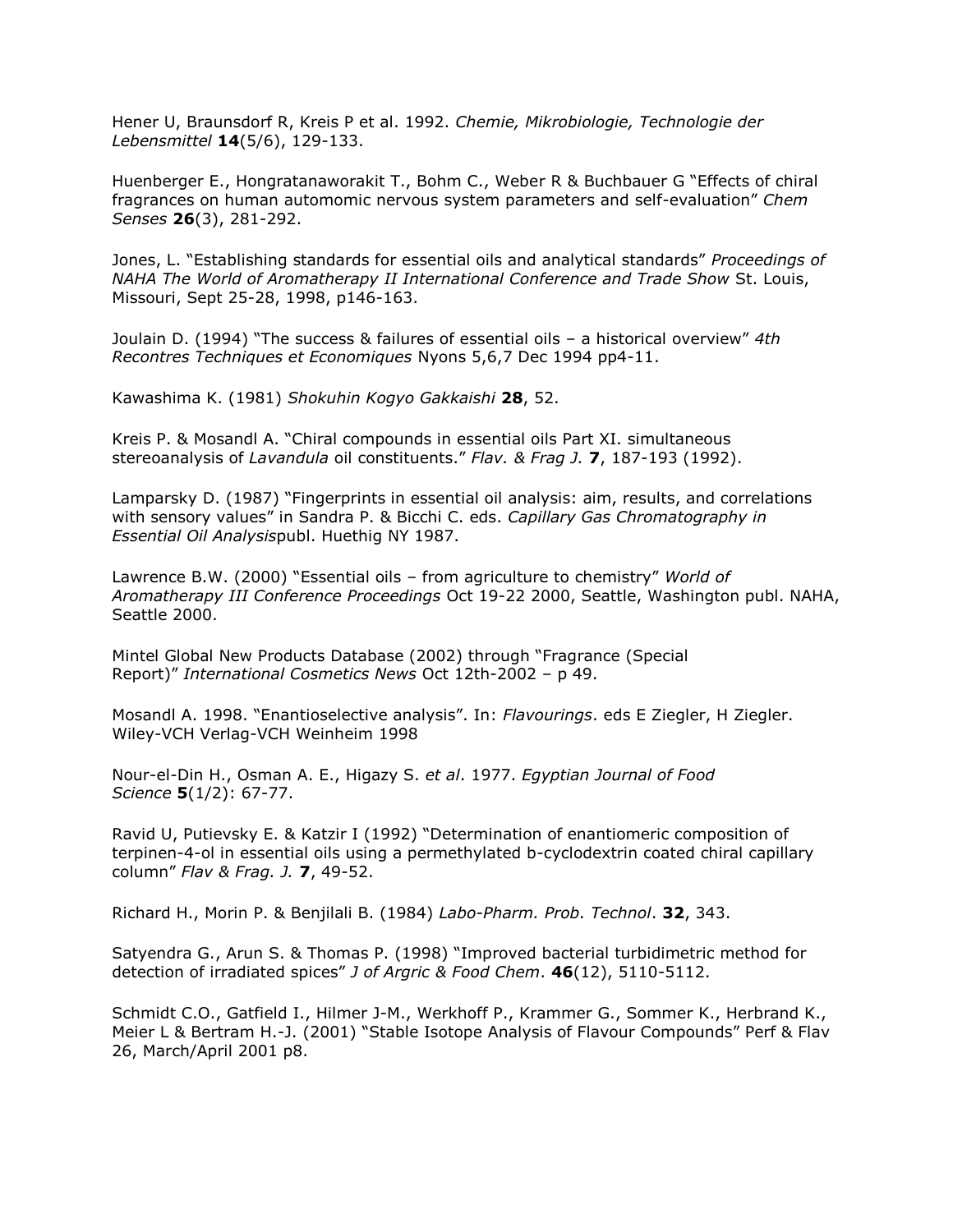Hener U, Braunsdorf R, Kreis P et al. 1992. *Chemie, Mikrobiologie, Technologie der Lebensmittel* **14**(5/6), 129-133.

Huenberger E., Hongratanaworakit T., Bohm C., Weber R & Buchbauer G "Effects of chiral fragrances on human automomic nervous system parameters and self-evaluation" *Chem Senses* **26**(3), 281-292.

Jones, L. "Establishing standards for essential oils and analytical standards" *Proceedings of NAHA The World of Aromatherapy II International Conference and Trade Show* St. Louis, Missouri, Sept 25-28, 1998, p146-163.

Joulain D. (1994) "The success & failures of essential oils – a historical overview" *4th Recontres Techniques et Economiques* Nyons 5,6,7 Dec 1994 pp4-11.

Kawashima K. (1981) *Shokuhin Kogyo Gakkaishi* **28**, 52.

Kreis P. & Mosandl A. "Chiral compounds in essential oils Part XI. simultaneous stereoanalysis of *Lavandula* oil constituents." *Flav. & Frag J.* **7**, 187-193 (1992).

Lamparsky D. (1987) "Fingerprints in essential oil analysis: aim, results, and correlations with sensory values" in Sandra P. & Bicchi C. eds. *Capillary Gas Chromatography in Essential Oil Analysis*publ. Huethig NY 1987.

Lawrence B.W. (2000) "Essential oils – from agriculture to chemistry" *World of Aromatherapy III Conference Proceedings* Oct 19-22 2000, Seattle, Washington publ. NAHA, Seattle 2000.

Mintel Global New Products Database (2002) through "Fragrance (Special Report)" *International Cosmetics News* Oct 12th-2002 – p 49.

Mosandl A. 1998. "Enantioselective analysis". In: *Flavourings*. eds E Ziegler, H Ziegler. Wiley-VCH Verlag-VCH Weinheim 1998

Nour-el-Din H., Osman A. E., Higazy S. *et al*. 1977. *Egyptian Journal of Food Science* **5**(1/2): 67-77.

Ravid U, Putievsky E. & Katzir I (1992) "Determination of enantiomeric composition of terpinen-4-ol in essential oils using a permethylated b-cyclodextrin coated chiral capillary column" *Flav & Frag. J.* **7**, 49-52.

Richard H., Morin P. & Benjilali B. (1984) *Labo-Pharm. Prob. Technol*. **32**, 343.

Satyendra G., Arun S. & Thomas P. (1998) "Improved bacterial turbidimetric method for detection of irradiated spices" *J of Argric & Food Chem*. **46**(12), 5110-5112.

Schmidt C.O., Gatfield I., Hilmer J-M., Werkhoff P., Krammer G., Sommer K., Herbrand K., Meier L & Bertram H.-J. (2001) "Stable Isotope Analysis of Flavour Compounds" Perf & Flav 26, March/April 2001 p8.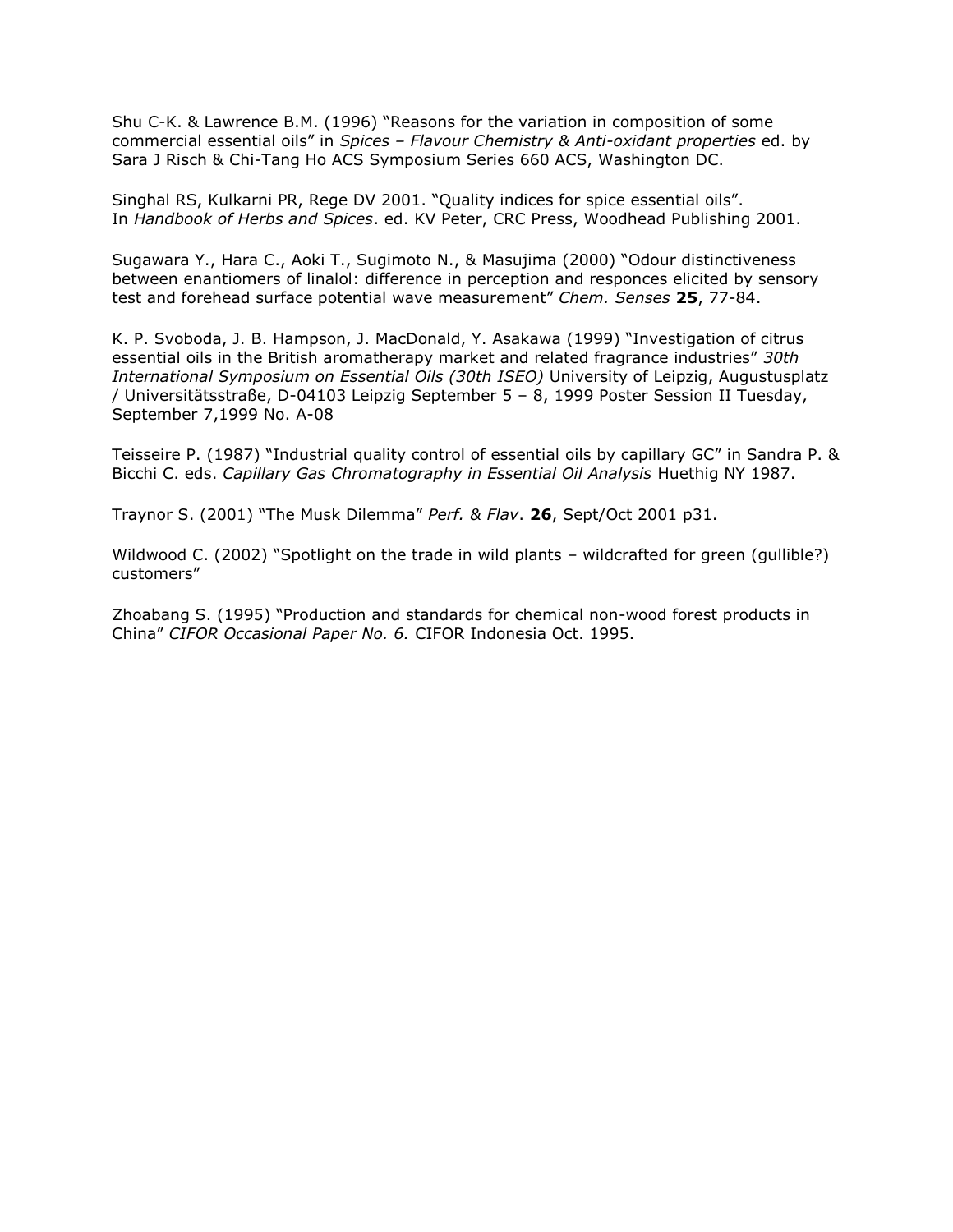Shu C-K. & Lawrence B.M. (1996) "Reasons for the variation in composition of some commercial essential oils" in *Spices – Flavour Chemistry & Anti-oxidant properties* ed. by Sara J Risch & Chi-Tang Ho ACS Symposium Series 660 ACS, Washington DC.

Singhal RS, Kulkarni PR, Rege DV 2001. "Quality indices for spice essential oils". In *Handbook of Herbs and Spices*. ed. KV Peter, CRC Press, Woodhead Publishing 2001.

Sugawara Y., Hara C., Aoki T., Sugimoto N., & Masujima (2000) "Odour distinctiveness between enantiomers of linalol: difference in perception and responces elicited by sensory test and forehead surface potential wave measurement" *Chem. Senses* **25**, 77-84.

K. P. Svoboda, J. B. Hampson, J. MacDonald, Y. Asakawa (1999) "Investigation of citrus essential oils in the British aromatherapy market and related fragrance industries" *30th International Symposium on Essential Oils (30th ISEO)* University of Leipzig, Augustusplatz / Universitätsstraße, D-04103 Leipzig September 5 – 8, 1999 Poster Session II Tuesday, September 7,1999 No. A-08

Teisseire P. (1987) "Industrial quality control of essential oils by capillary GC" in Sandra P. & Bicchi C. eds. *Capillary Gas Chromatography in Essential Oil Analysis* Huethig NY 1987.

Traynor S. (2001) "The Musk Dilemma" *Perf. & Flav*. **26**, Sept/Oct 2001 p31.

Wildwood C. (2002) "Spotlight on the trade in wild plants – wildcrafted for green (gullible?) customers"

Zhoabang S. (1995) "Production and standards for chemical non-wood forest products in China" *CIFOR Occasional Paper No. 6.* CIFOR Indonesia Oct. 1995.